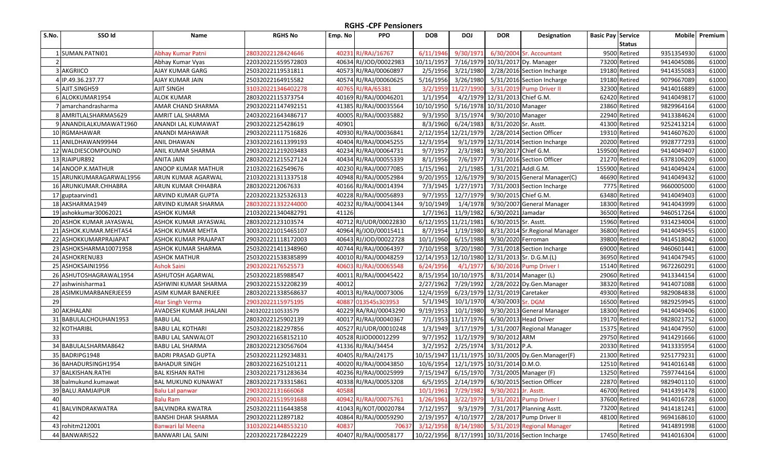# RGHS -CPF Pensioners

| S.No. | SSO Id | Name | RGHS No | Emp. No | PPO | DOB | DOJ | DOR | Designation | Basic Pay | Service Status | Mobile | Premium |
|---|---|---|---|---|---|---|---|---|---|---|---|---|---|
| 1 | SUMAN.PATNI01 | Abhay Kumar Patni | 28032022128424646 | 40231 | RJ/RAJ/16767 | 6/11/1946 | 9/30/1971 | 6/30/2004 | Sr. Accountant | 9500 | Retired | 9351354930 | 61000 |
| 2 | | Abhay Kumar Vyas | 220320221559572803 | 40634 | RJ/JOD/00022983 | 10/11/1957 | 7/16/1979 | 10/31/2017 | Dy. Manager | 73200 | Retired | 9414045086 | 61000 |
| 3 | AKGRIICO | AJAY KUMAR GARG | 25032022119531811 | 40573 | RJ/RAJ/00060897 | 2/5/1956 | 3/21/1980 | 2/28/2016 | Section Incharge | 19180 | Retired | 9414355083 | 61000 |
| 4 | IP.49.36.237.77 | AJAY KUMAR JAIN | 25032022164915582 | 40574 | RJ/RAJ/00060625 | 5/16/1956 | 3/26/1980 | 5/31/2016 | Section Incharge | 19180 | Retired | 9079667089 | 61000 |
| 5 | AJIT.SINGH59 | AJIT SINGH | 310320221346402278 | 40765 | RJ/RA/65381 | 3/2/1959 | 11/27/1990 | 3/31/2019 | Pump Driver II | 32300 | Retired | 9414016889 | 61000 |
| 6 | ALOKKUMAR1954 | ALOK KUMAR | 28032022115373754 | 40169 | RJ/RAJ/00046201 | 1/1/1954 | 4/2/1979 | 12/31/2013 | Chief G.M. | 62420 | Retired | 9414049817 | 61000 |
| 7 | amarchandrasharma | AMAR CHAND SHARMA | 290320221147492151 | 41385 | RJ/RAJ/00035564 | 10/10/1950 | 5/16/1978 | 10/31/2010 | Manager | 23860 | Retired | 9829964164 | 61000 |
| 8 | AMRITLALSHARMA5629 | AMRIT LAL SHARMA | 240320221643486717 | 40005 | RJ/RAJ/00035882 | 9/3/1950 | 3/15/1974 | 9/30/2010 | Manager | 22940 | Retired | 9413384624 | 61000 |
| 9 | ANANDILALKUMAWAT1960 | ANANDI LAL KUMAWAT | 29032022125428619 | 40901 | | 8/3/1960 | 6/24/1983 | 8/31/2020 | Sr. Asstt. | 41300 | Retired | 9252413214 | 61000 |
| 10 | RGMAHAWAR | ANANDI MAHAWAR | 290320221117516826 | 40930 | RJ/RAJ/00036841 | 2/12/1954 | 12/21/1979 | 2/28/2014 | Section Officer | 19310 | Retired | 9414607620 | 61000 |
| 11 | ANILDHAWAN99944 | ANIL DHAWAN | 230320221611399193 | 40404 | RJ/RAJ/00045255 | 12/3/1954 | 9/1/1979 | 12/31/2014 | Section Incharge | 20200 | Retired | 9928777293 | 61000 |
| 12 | WALDIESCOMPOUND | ANIL KUMAR SHARMA | 290320221219203483 | 40234 | RJ/RAJ/00064731 | 9/7/1957 | 2/3/1981 | 9/30/2017 | Chief G.M. | 159500 | Retired | 9414049407 | 61000 |
| 13 | RJAIPUR892 | ANITA JAIN | 280320221215527124 | 40434 | RJ/RAJ/00055339 | 8/1/1956 | 7/6/1977 | 7/31/2016 | Section Officer | 21270 | Retired | 6378106209 | 61000 |
| 14 | ANOOP.K.MATHUR | ANOOP KUMAR MATHUR | 21032022162549676 | 40230 | RJ/RAJ/00077085 | 1/15/1961 | 2/1/1985 | 1/31/2021 | Addl.G.M. | 155900 | Retired | 9414049424 | 61000 |
| 15 | ARUNKUMARAGARWAL1956 | ARUN KUMAR AGARWAL | 210320221311337518 | 40948 | RJ/RAJ/00052984 | 9/20/1955 | 12/6/1979 | 9/30/2015 | General Manager(C) | 46690 | Retired | 9414049432 | 61000 |
| 16 | ARUNKUMAR.CHHABRA | ARUN KUMAR CHHABRA | 2803202212067633 | 40166 | RJ/RAJ/00014394 | 7/3/1945 | 1/27/1971 | 7/31/2003 | Section Incharge | 7775 | Retired | 9660005000 | 61000 |
| 17 | guptaarvind1 | ARVIND KUMAR GUPTA | 220320221325326313 | 40228 | RJ/RAJ/00056893 | 9/7/1955 | 12/7/1979 | 9/30/2015 | Chief G.M. | 63480 | Retired | 9414049403 | 61000 |
| 18 | AKSHARMA1949 | ARVIND KUMAR SHARMA | 280320221332244000 | 40232 | RJ/RAJ/00041344 | 9/10/1949 | 1/4/1978 | 9/30/2007 | General Manager | 18300 | Retired | 9414043999 | 61000 |
| 19 | ashokkumar30062021 | ASHOK KUMAR | 210320221340482791 | 41126 | | 1/7/1961 | 11/9/1982 | 6/30/2021 | Jamadar | 36500 | Retired | 9460517264 | 61000 |
| 20 | ASHOK KUMAR JAYASWAL | ASHOK KUMAR JAYASWAL | 28032022123103574 | 40712 | RJ/UDR/00022830 | 6/12/1955 | 11/21/1981 | 6/30/2015 | Sr. Asstt. | 15960 | Retired | 9314234004 | 61000 |
| 21 | ASHOK.KUMAR.MEHTA54 | ASHOK KUMAR MEHTA | 300320221015465107 | 40964 | RJ/JOD/00015411 | 8/7/1954 | 1/19/1980 | 8/31/2014 | Sr.Regional Manager | 36800 | Retired | 9414049455 | 61000 |
| 22 | ASHOKKUMARPRAJAPAT | ASHOK KUMAR PRAJAPAT | 290320221118172003 | 40643 | RJ/JOD/00022728 | 10/1/1960 | 6/15/1988 | 9/30/2020 | Ferroman | 39800 | Retired | 9414518042 | 61000 |
| 23 | ASHOKSHARMA10071958 | ASHOK KUMAR SHARMA | 250320221411348960 | 40744 | RJ/RAJ/00064397 | 7/10/1958 | 3/20/1980 | 7/31/2018 | Section Incharge | 69000 | Retired | 9460601441 | 61000 |
| 24 | ASHOKRENU83 | ASHOK MATHUR | 250320221538385899 | 40010 | RJ/RAJ/00048259 | 12/14/1953 | 12/10/1980 | 12/31/2013 | Sr. D.G.M.(L) | 36950 | Retired | 9414047945 | 61000 |
| 25 | ASHOKSAINI1956 | Ashok Saini | 29032022176525573 | 40603 | RJ/RAJ/00065548 | 6/24/1956 | 4/1/1977 | 6/30/2016 | Pump Driver I | 15140 | Retired | 9672260291 | 61000 |
| 26 | ASHUTOSHAGRAWAL1954 | ASHUTOSH AGARWAL | 25032022185988547 | 40011 | RJ/RAJ/00045422 | 8/15/1954 | 10/10/1975 | 8/31/2014 | Manager (L) | 29060 | Retired | 9413344154 | 61000 |
| 27 | ashwinisharma1 | ASHWINI KUMAR SHARMA | 290320221532208239 | 40012 | | 2/27/1962 | 7/29/1992 | 2/28/2022 | Dy.Gen.Manager | 38320 | Retired | 9414071088 | 61000 |
| 28 | ASIMKUMARBANERJEE59 | ASIM KUMAR BANERJEE | 280320221338568637 | 40013 | RJ/RAJ/00073006 | 12/4/1959 | 6/23/1979 | 12/31/2019 | Caretaker | 49300 | Retired | 9829084838 | 61000 |
| 29 | | Atar Singh Verma | 29032022115975195 | 40887 | 013545s303953 | 5/1/1945 | 10/1/1970 | 4/30/2003 | Sr. DGM | 16500 | Retired | 9829259945 | 61000 |
| 30 | AKJHALANI | AVADESH KUMAR JHALANI | 24032022110533579 | 40229 | RA/RAJ/00043290 | 9/19/1953 | 10/1/1980 | 9/30/2013 | General Manager | 18300 | Retired | 9414049406 | 61000 |
| 31 | BABULALCHOUHAN1953 | BABU LAL | 280320221225902139 | 40017 | RJ/RAJ/00040367 | 7/1/1953 | 11/17/1976 | 6/30/2013 | Head Driver | 19170 | Retired | 9828021752 | 61000 |
| 32 | KOTHARIBL | BABU LAL KOTHARI | 25032022182297856 | 40527 | RJ/UDR/00010248 | 1/3/1949 | 3/17/1979 | 1/31/2007 | Regional Manager | 15375 | Retired | 9414047950 | 61000 |
| 33 | | BABU LAL SANWALOT | 290320221658152110 | 40528 | RJOD00012299 | 9/7/1952 | 11/2/1979 | 9/30/2012 | ARM | 29750 | Retired | 9414291666 | 61000 |
| 34 | BABULALSHARMA8642 | BABU LAL SHARMA | 280320221230567604 | 41336 | RJ/RAJ/34454 | 3/2/1952 | 2/25/1974 | 3/31/2012 | P.A. | 20330 | Retired | 9413335954 | 61000 |
| 35 | BADRIPG1948 | BADRI PRASAD GUPTA | 250320221129234831 | 40405 | RJ/RAJ/24175 | 10/15/1947 | 11/11/1975 | 10/31/2005 | Dy.Gen.Manager(F) | 21300 | Retired | 9251779231 | 61000 |
| 36 | BAHADURSINGH1954 | BAHADUR SINGH | 280320221625101211 | 40020 | RJ/RAJ/00043850 | 10/6/1954 | 12/1/1975 | 10/31/2014 | D.M.O. | 12510 | Retired | 9414016148 | 61000 |
| 37 | BALKISHAN.RATHI | BAL KISHAN RATHI | 230320221731283634 | 40236 | RJ/RAJ/00025999 | 7/15/1947 | 6/15/1970 | 7/31/2005 | Manager (F) | 13250 | Retired | 7597744164 | 61000 |
| 38 | balmukund.kumawat | BAL MUKUND KUNAWAT | 280320221733315861 | 40338 | RJ/RAJ/00053208 | 6/5/1955 | 2/14/1979 | 6/30/2015 | Section Officer | 22870 | Retired | 9829401110 | 61000 |
| 39 | BALU.RAMJAIPUR | Balu Lal panwar | 29032022131666068 | 40588 | | 10/1/1961 | 7/29/1982 | 9/30/2021 | Jr. Asstt. | 46700 | Retired | 9414391478 | 61000 |
| 40 | | Balu Ram | 290320221519591688 | 40942 | RJ/RAJ/00075761 | 1/26/1961 | 3/22/1979 | 1/31/2021 | Pump Driver I | 37600 | Retired | 9414016728 | 61000 |
| 41 | BALVINDRAKWATRA | BALVINDRA KWATRA | 250320221116443858 | 41043 | Rj/KOT/00020784 | 7/12/1957 | 9/3/1979 | 7/31/2017 | Planning Asstt. | 73200 | Retired | 9414181241 | 61000 |
| 42 | | BANSHI DHAR SHARMA | 29032022112897182 | 40864 | RJ/RAJ/00059290 | 2/19/1957 | 4/10/1977 | 2/28/2017 | Pump Driver II | 48100 | Retired | 9694168610 | 61000 |
| 43 | rohitm212001 | Banwari lal Meena | 310320221448553210 | 40837 | 70637 | 3/12/1958 | 8/14/1980 | 5/31/2019 | Regional Manager | | Retired | 9414891998 | 61000 |
| 44 | BANWARIS22 | BANWARI LAL SAINI | 220320221728422229 | 40407 | RJ/RAJ/00058177 | 10/22/1956 | 8/17/1991 | 10/31/2016 | Section Incharge | 17450 | Retired | 9414016304 | 61000 |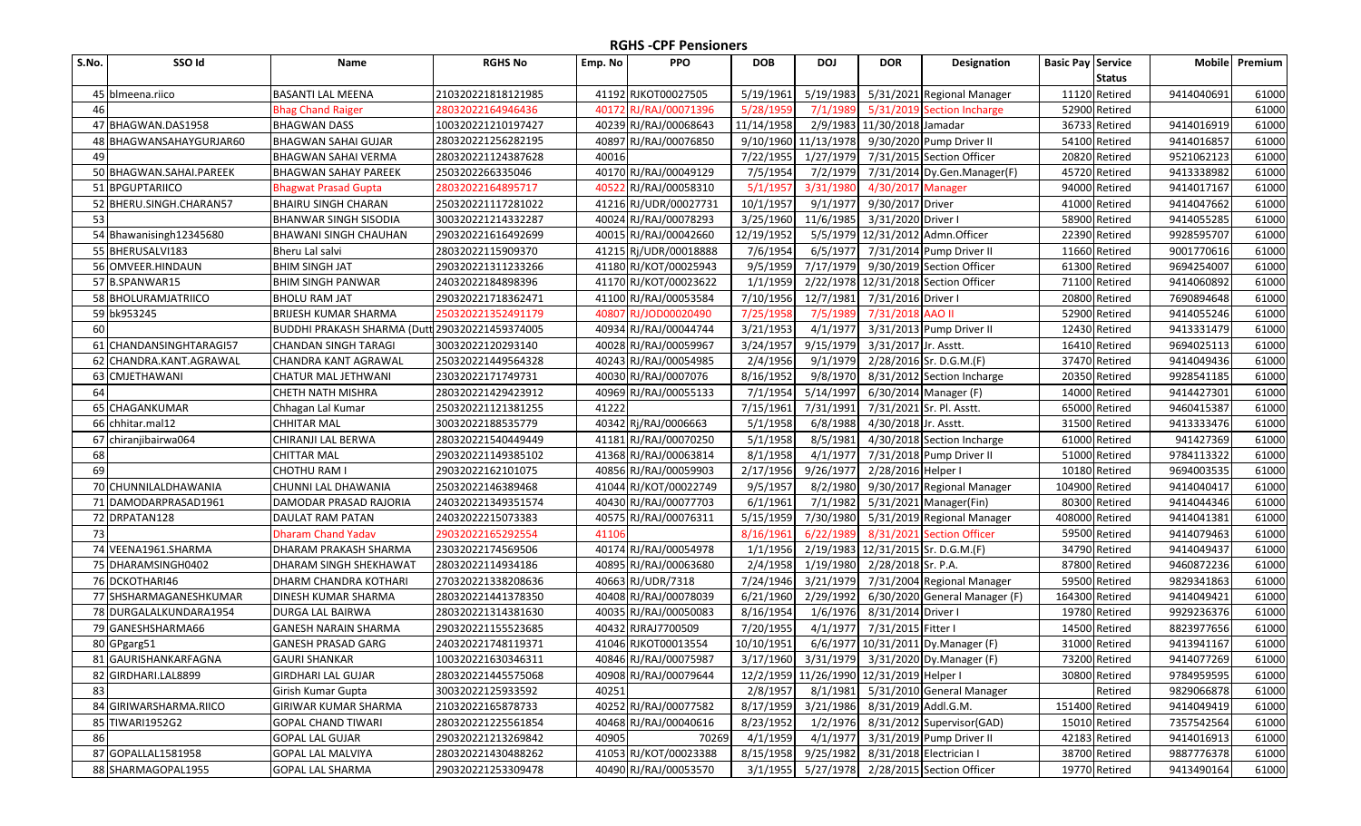# RGHS -CPF Pensioners

| S.No. | SSO Id | Name | RGHS No | Emp. No | PPO | DOB | DOJ | DOR | Designation | Basic Pay | Service Status | Mobile | Premium |
|---|---|---|---|---|---|---|---|---|---|---|---|---|---|
| 45 | blmeena.riico | BASANTI LAL MEENA | 210320221818121985 | 41192 | RJKOT00027505 | 5/19/1961 | 5/19/1983 | 5/31/2021 | Regional Manager | 11120 | Retired | 9414040691 | 61000 |
| 46 | | Bhag Chand Raiger | 28032022164946436 | 40172 | RJ/RAJ/00071396 | 5/28/1959 | 7/1/1989 | 5/31/2019 | Section Incharge | 52900 | Retired | | 61000 |
| 47 | BHAGWAN.DAS1958 | BHAGWAN DASS | 100320221210197427 | 40239 | RJ/RAJ/00068643 | 11/14/1958 | 2/9/1983 | 11/30/2018 | Jamadar | 36733 | Retired | 9414016919 | 61000 |
| 48 | BHAGWANSAHAYGURJAR60 | BHAGWAN SAHAI GUJAR | 280320221256282195 | 40897 | RJ/RAJ/00076850 | 9/10/1960 | 11/13/1978 | 9/30/2020 | Pump Driver II | 54100 | Retired | 9414016857 | 61000 |
| 49 | | BHAGWAN SAHAI VERMA | 280320221124387628 | 40016 | | 7/22/1955 | 1/27/1979 | 7/31/2015 | Section Officer | 20820 | Retired | 9521062123 | 61000 |
| 50 | BHAGWAN.SAHAI.PAREEK | BHAGWAN SAHAY PAREEK | 2503202266335046 | 40170 | RJ/RAJ/00049129 | 7/5/1954 | 7/2/1979 | 7/31/2014 | Dy.Gen.Manager(F) | 45720 | Retired | 9413338982 | 61000 |
| 51 | BPGUPTARIICO | Bhagwat Prasad Gupta | 28032022164895717 | 40522 | RJ/RAJ/00058310 | 5/1/1957 | 3/31/1980 | 4/30/2017 | Manager | 94000 | Retired | 9414017167 | 61000 |
| 52 | BHERU.SINGH.CHARAN57 | BHAIRU SINGH CHARAN | 250320221117281022 | 41216 | RJ/UDR/00027731 | 10/1/1957 | 9/1/1977 | 9/30/2017 | Driver | 41000 | Retired | 9414047662 | 61000 |
| 53 | | BHANWAR SINGH SISODIA | 300320221214332287 | 40024 | RJ/RAJ/00078293 | 3/25/1960 | 11/6/1985 | 3/31/2020 | Driver I | 58900 | Retired | 9414055285 | 61000 |
| 54 | Bhawanisingh12345680 | BHAWANI SINGH CHAUHAN | 290320221616492699 | 40015 | RJ/RAJ/00042660 | 12/19/1952 | 5/5/1979 | 12/31/2012 | Admn.Officer | 22390 | Retired | 9928595707 | 61000 |
| 55 | BHERUSALVI183 | Bheru Lal salvi | 28032022115909370 | 41215 | Rj/UDR/00018888 | 7/6/1954 | 6/5/1977 | 7/31/2014 | Pump Driver II | 11660 | Retired | 9001770616 | 61000 |
| 56 | OMVEER.HINDAUN | BHIM SINGH JAT | 290320221311233266 | 41180 | RJ/KOT/00025943 | 9/5/1959 | 7/17/1979 | 9/30/2019 | Section Officer | 61300 | Retired | 9694254007 | 61000 |
| 57 | B.SPANWAR15 | BHIM SINGH PANWAR | 24032022184898396 | 41170 | RJ/KOT/00023622 | 1/1/1959 | 2/22/1978 | 12/31/2018 | Section Officer | 71100 | Retired | 9414060892 | 61000 |
| 58 | BHOLURAMJATRIICO | BHOLU RAM JAT | 290320221718362471 | 41100 | RJ/RAJ/00053584 | 7/10/1956 | 12/7/1981 | 7/31/2016 | Driver I | 20800 | Retired | 7690894648 | 61000 |
| 59 | bk953245 | BRIJESH KUMAR SHARMA | 250320221352491179 | 40807 | RJ/JOD00020490 | 7/25/1958 | 7/5/1989 | 7/31/2018 | AAO II | 52900 | Retired | 9414055246 | 61000 |
| 60 | | BUDDHI PRAKASH SHARMA (Dutt | 290320221459374005 | 40934 | RJ/RAJ/00044744 | 3/21/1953 | 4/1/1977 | 3/31/2013 | Pump Driver II | 12430 | Retired | 9413331479 | 61000 |
| 61 | CHANDANSINGHTARAGI57 | CHANDAN SINGH TARAGI | 30032022120293140 | 40028 | RJ/RAJ/00059967 | 3/24/1957 | 9/15/1979 | 3/31/2017 | Jr. Asstt. | 16410 | Retired | 9694025113 | 61000 |
| 62 | CHANDRA.KANT.AGRAWAL | CHANDRA KANT AGRAWAL | 250320221449564328 | 40243 | RJ/RAJ/00054985 | 2/4/1956 | 9/1/1979 | 2/28/2016 | Sr. D.G.M.(F) | 37470 | Retired | 9414049436 | 61000 |
| 63 | CMJETHAWANI | CHATUR MAL JETHWANI | 23032022171749731 | 40030 | RJ/RAJ/0007076 | 8/16/1952 | 9/8/1970 | 8/31/2012 | Section Incharge | 20350 | Retired | 9928541185 | 61000 |
| 64 | | CHETH NATH MISHRA | 280320221429423912 | 40969 | RJ/RAJ/00055133 | 7/1/1954 | 5/14/1997 | 6/30/2014 | Manager (F) | 14000 | Retired | 9414427301 | 61000 |
| 65 | CHAGANKUMAR | Chhagan Lal Kumar | 250320221121381255 | 41222 | | 7/15/1961 | 7/31/1991 | 7/31/2021 | Sr. Pl. Asstt. | 65000 | Retired | 9460415387 | 61000 |
| 66 | chhitar.mal12 | CHHITAR MAL | 30032022188535779 | 40342 | Rj/RAJ/0006663 | 5/1/1958 | 6/8/1988 | 4/30/2018 | Jr. Asstt. | 31500 | Retired | 9413333476 | 61000 |
| 67 | chiranjibairwa064 | CHIRANJI LAL BERWA | 280320221540449449 | 41181 | RJ/RAJ/00070250 | 5/1/1958 | 8/5/1981 | 4/30/2018 | Section Incharge | 61000 | Retired | 941427369 | 61000 |
| 68 | | CHITTAR MAL | 290320221149385102 | 41368 | RJ/RAJ/00063814 | 8/1/1958 | 4/1/1977 | 7/31/2018 | Pump Driver II | 51000 | Retired | 9784113322 | 61000 |
| 69 | | CHOTHU RAM I | 29032022162101075 | 40856 | RJ/RAJ/00059903 | 2/17/1956 | 9/26/1977 | 2/28/2016 | Helper I | 10180 | Retired | 9694003535 | 61000 |
| 70 | CHUNNILALDHAWANIA | CHUNNI LAL DHAWANIA | 25032022146389468 | 41044 | RJ/KOT/00022749 | 9/5/1957 | 8/2/1980 | 9/30/2017 | Regional Manager | 104900 | Retired | 9414040417 | 61000 |
| 71 | DAMODARPRASAD1961 | DAMODAR PRASAD RAJORIA | 240320221349351574 | 40430 | RJ/RAJ/00077703 | 6/1/1961 | 7/1/1982 | 5/31/2021 | Manager(Fin) | 80300 | Retired | 9414044346 | 61000 |
| 72 | DRPATAN128 | DAULAT RAM PATAN | 24032022215073383 | 40575 | RJ/RAJ/00076311 | 5/15/1959 | 7/30/1980 | 5/31/2019 | Regional Manager | 408000 | Retired | 9414041381 | 61000 |
| 73 | | Dharam Chand Yadav | 29032022165292554 | 41106 | | 8/16/1961 | 6/22/1989 | 8/31/2021 | Section Officer | 59500 | Retired | 9414079463 | 61000 |
| 74 | VEENA1961.SHARMA | DHARAM PRAKASH SHARMA | 23032022174569506 | 40174 | RJ/RAJ/00054978 | 1/1/1956 | 2/19/1983 | 12/31/2015 | Sr. D.G.M.(F) | 34790 | Retired | 9414049437 | 61000 |
| 75 | DHARAMSINGH0402 | DHARAM SINGH SHEKHAWAT | 28032022114934186 | 40895 | RJ/RAJ/00063680 | 2/4/1958 | 1/19/1980 | 2/28/2018 | Sr. P.A. | 87800 | Retired | 9460872236 | 61000 |
| 76 | DCKOTHARI46 | DHARM CHANDRA KOTHARI | 270320221338208636 | 40663 | RJ/UDR/7318 | 7/24/1946 | 3/21/1979 | 7/31/2004 | Regional Manager | 59500 | Retired | 9829341863 | 61000 |
| 77 | SHSHARMAGANESHKUMAR | DINESH KUMAR SHARMA | 280320221441378350 | 40408 | RJ/RAJ/00078039 | 6/21/1960 | 2/29/1992 | 6/30/2020 | General Manager (F) | 164300 | Retired | 9414049421 | 61000 |
| 78 | DURGALALKUNDARA1954 | DURGA LAL BAIRWA | 280320221314381630 | 40035 | RJ/RAJ/00050083 | 8/16/1954 | 1/6/1976 | 8/31/2014 | Driver I | 19780 | Retired | 9929236376 | 61000 |
| 79 | GANESHSHARMA66 | GANESH NARAIN SHARMA | 290320221155523685 | 40432 | RJRAJ7700509 | 7/20/1955 | 4/1/1977 | 7/31/2015 | Fitter I | 14500 | Retired | 8823977656 | 61000 |
| 80 | GPgarg51 | GANESH PRASAD GARG | 240320221748119371 | 41046 | RJKOT00013554 | 10/10/1951 | 6/6/1977 | 10/31/2011 | Dy.Manager (F) | 31000 | Retired | 9413941167 | 61000 |
| 81 | GAURISHANKARFAGNA | GAURI SHANKAR | 100320221630346311 | 40846 | RJ/RAJ/00075987 | 3/17/1960 | 3/31/1979 | 3/31/2020 | Dy.Manager (F) | 73200 | Retired | 9414077269 | 61000 |
| 82 | GIRDHARI.LAL8899 | GIRDHARI LAL GUJAR | 280320221445575068 | 40908 | RJ/RAJ/00079644 | 12/2/1959 | 11/26/1990 | 12/31/2019 | Helper I | 30800 | Retired | 9784959595 | 61000 |
| 83 | | Girish Kumar Gupta | 30032022125933592 | 40251 | | 2/8/1957 | 8/1/1981 | 5/31/2010 | General Manager | | Retired | 9829066878 | 61000 |
| 84 | GIRIWARSHARMA.RIICO | GIRIWAR KUMAR SHARMA | 21032022165878733 | 40252 | RJ/RAJ/00077582 | 8/17/1959 | 3/21/1986 | 8/31/2019 | Addl.G.M. | 151400 | Retired | 9414049419 | 61000 |
| 85 | TIWARI1952G2 | GOPAL CHAND TIWARI | 280320221225561854 | 40468 | RJ/RAJ/00040616 | 8/23/1952 | 1/2/1976 | 8/31/2012 | Supervisor(GAD) | 15010 | Retired | 7357542564 | 61000 |
| 86 | | GOPAL LAL GUJAR | 290320221213269842 | 40905 | 70269 | 4/1/1959 | 4/1/1977 | 3/31/2019 | Pump Driver II | 42183 | Retired | 9414016913 | 61000 |
| 87 | GOPALLAL1581958 | GOPAL LAL MALVIYA | 280320221430488262 | 41053 | RJ/KOT/00023388 | 8/15/1958 | 9/25/1982 | 8/31/2018 | Electrician I | 38700 | Retired | 9887776378 | 61000 |
| 88 | SHARMAGOPAL1955 | GOPAL LAL SHARMA | 290320221253309478 | 40490 | RJ/RAJ/00053570 | 3/1/1955 | 5/27/1978 | 2/28/2015 | Section Officer | 19770 | Retired | 9413490164 | 61000 |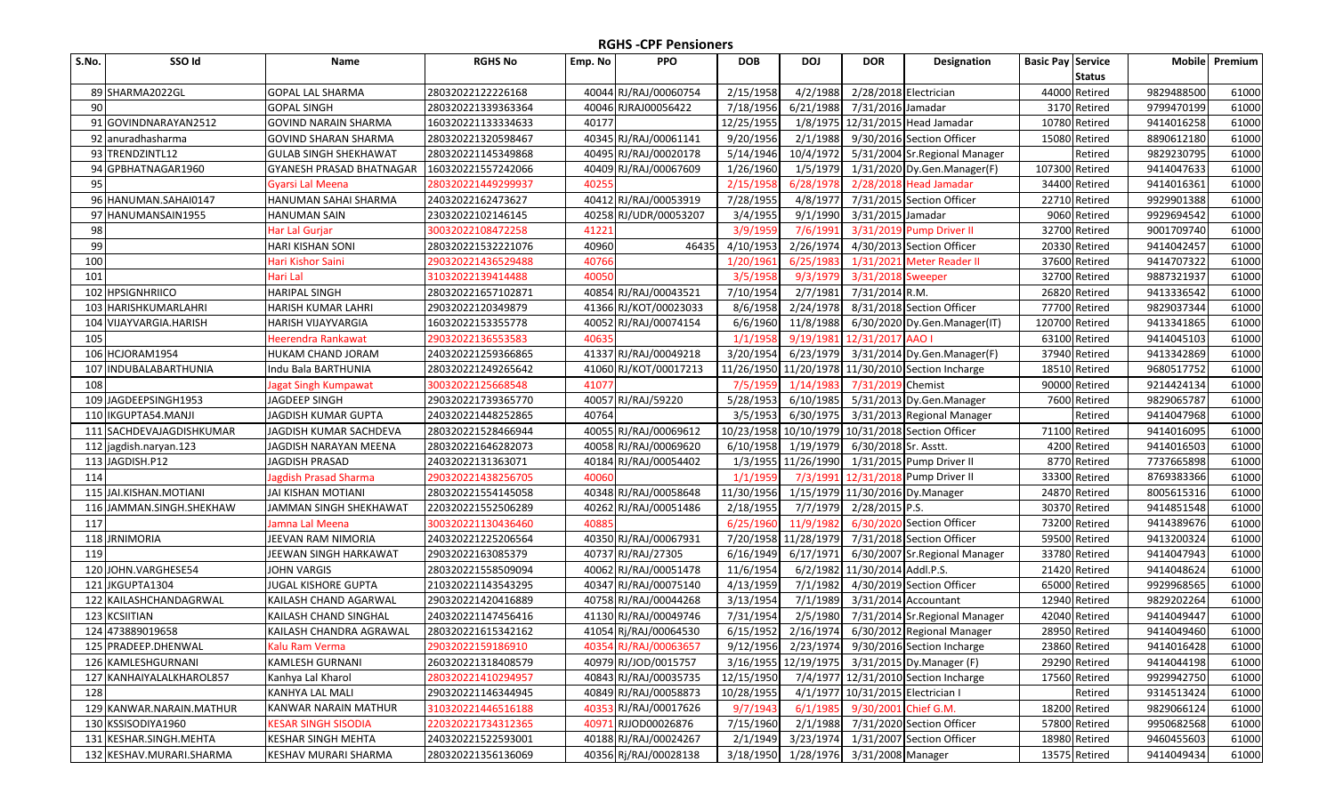# RGHS -CPF Pensioners

| S.No. | SSO Id | Name | RGHS No | Emp. No | PPO | DOB | DOJ | DOR | Designation | Basic Pay | Service Status | Mobile | Premium |
|---|---|---|---|---|---|---|---|---|---|---|---|---|---|
| 89 | SHARMA2022GL | GOPAL LAL SHARMA | 28032022122226168 | 40044 | RJ/RAJ/00060754 | 2/15/1958 | 4/2/1988 | 2/28/2018 | Electrician | 44000 | Retired | 9829488500 | 61000 |
| 90 | | GOPAL SINGH | 280320221339363364 | 40046 | RJRAJ00056422 | 7/18/1956 | 6/21/1988 | 7/31/2016 | Jamadar | 3170 | Retired | 9799470199 | 61000 |
| 91 | GOVINDNARAYAN2512 | GOVIND NARAIN SHARMA | 160320221133334633 | 40177 | | 12/25/1955 | 1/8/1975 | 12/31/2015 | Head Jamadar | 10780 | Retired | 9414016258 | 61000 |
| 92 | anuradhasharma | GOVIND SHARAN SHARMA | 280320221320598467 | 40345 | RJ/RAJ/00061141 | 9/20/1956 | 2/1/1988 | 9/30/2016 | Section Officer | 15080 | Retired | 8890612180 | 61000 |
| 93 | TRENDZINTL12 | GULAB SINGH SHEKHAWAT | 280320221145349868 | 40495 | RJ/RAJ/00020178 | 5/14/1946 | 10/4/1972 | 5/31/2004 | Sr.Regional Manager | | Retired | 9829230795 | 61000 |
| 94 | GPBHATNAGAR1960 | GYANESH PRASAD BHATNAGAR | 160320221557242066 | 40409 | RJ/RAJ/00067609 | 1/26/1960 | 1/5/1979 | 1/31/2020 | Dy.Gen.Manager(F) | 107300 | Retired | 9414047633 | 61000 |
| 95 | | Gyarsi Lal Meena | 280320221449299937 | 40255 | | 2/15/1958 | 6/28/1978 | 2/28/2018 | Head Jamadar | 34400 | Retired | 9414016361 | 61000 |
| 96 | HANUMAN.SAHAI0147 | HANUMAN SAHAI SHARMA | 24032022162473627 | 40412 | RJ/RAJ/00053919 | 7/28/1955 | 4/8/1977 | 7/31/2015 | Section Officer | 22710 | Retired | 9929901388 | 61000 |
| 97 | HANUMANSAIN1955 | HANUMAN SAIN | 23032022102146145 | 40258 | RJ/UDR/00053207 | 3/4/1955 | 9/1/1990 | 3/31/2015 | Jamadar | 9060 | Retired | 9929694542 | 61000 |
| 98 | | Har Lal Gurjar | 30032022108472258 | 41221 | | 3/9/1959 | 7/6/1991 | 3/31/2019 | Pump Driver II | 32700 | Retired | 9001709740 | 61000 |
| 99 | | HARI KISHAN SONI | 280320221532221076 | 40960 | 46435 | 4/10/1953 | 2/26/1974 | 4/30/2013 | Section Officer | 20330 | Retired | 9414042457 | 61000 |
| 100 | | Hari Kishor Saini | 290320221436529488 | 40766 | | 1/20/1961 | 6/25/1983 | 1/31/2021 | Meter Reader II | 37600 | Retired | 9414707322 | 61000 |
| 101 | | Hari Lal | 31032022139414488 | 40050 | | 3/5/1958 | 9/3/1979 | 3/31/2018 | Sweeper | 32700 | Retired | 9887321937 | 61000 |
| 102 | HPSIGNHRIICO | HARIPAL SINGH | 280320221657102871 | 40854 | RJ/RAJ/00043521 | 7/10/1954 | 2/7/1981 | 7/31/2014 | R.M. | 26820 | Retired | 9413336542 | 61000 |
| 103 | HARISHKUMARLAHRI | HARISH KUMAR LAHRI | 29032022120349879 | 41366 | RJ/KOT/00023033 | 8/6/1958 | 2/24/1978 | 8/31/2018 | Section Officer | 77700 | Retired | 9829037344 | 61000 |
| 104 | VIJAYVARGIA.HARISH | HARISH VIJAYVARGIA | 16032022153355778 | 40052 | RJ/RAJ/00074154 | 6/6/1960 | 11/8/1988 | 6/30/2020 | Dy.Gen.Manager(IT) | 120700 | Retired | 9413341865 | 61000 |
| 105 | | Heerendra Rankawat | 29032022136553583 | 40635 | | 1/1/1958 | 9/19/1981 | 12/31/2017 | AAO I | 63100 | Retired | 9414045103 | 61000 |
| 106 | HCJORAM1954 | HUKAM CHAND JORAM | 240320221259366865 | 41337 | RJ/RAJ/00049218 | 3/20/1954 | 6/23/1979 | 3/31/2014 | Dy.Gen.Manager(F) | 37940 | Retired | 9413342869 | 61000 |
| 107 | INDUBALABARTHUNIA | Indu Bala BARTHUNIA | 280320221249265642 | 41060 | RJ/KOT/00017213 | 11/26/1950 | 11/20/1978 | 11/30/2010 | Section Incharge | 18510 | Retired | 9680517752 | 61000 |
| 108 | | Jagat Singh Kumpawat | 30032022125668548 | 41077 | | 7/5/1959 | 1/14/1983 | 7/31/2019 | Chemist | 90000 | Retired | 9214424134 | 61000 |
| 109 | JAGDEEPSINGH1953 | JAGDEEP SINGH | 290320221739365770 | 40057 | RJ/RAJ/59220 | 5/28/1953 | 6/10/1985 | 5/31/2013 | Dy.Gen.Manager | 7600 | Retired | 9829065787 | 61000 |
| 110 | IKGUPTA54.MANJI | JAGDISH KUMAR GUPTA | 240320221448252865 | 40764 | | 3/5/1953 | 6/30/1975 | 3/31/2013 | Regional Manager | | Retired | 9414047968 | 61000 |
| 111 | SACHDEVAJAGDISHKUMAR | JAGDISH KUMAR SACHDEVA | 280320221528466944 | 40055 | RJ/RAJ/00069612 | 10/23/1958 | 10/10/1979 | 10/31/2018 | Section Officer | 71100 | Retired | 9414016095 | 61000 |
| 112 | jagdish.naryan.123 | JAGDISH NARAYAN MEENA | 280320221646282073 | 40058 | RJ/RAJ/00069620 | 6/10/1958 | 1/19/1979 | 6/30/2018 | Sr. Asstt. | 4200 | Retired | 9414016503 | 61000 |
| 113 | JAGDISH.P12 | JAGDISH PRASAD | 24032022131363071 | 40184 | RJ/RAJ/00054402 | 1/3/1955 | 11/26/1990 | 1/31/2015 | Pump Driver II | 8770 | Retired | 7737665898 | 61000 |
| 114 | | Jagdish Prasad Sharma | 290320221438256705 | 40060 | | 1/1/1959 | 7/3/1991 | 12/31/2018 | Pump Driver II | 33300 | Retired | 8769383366 | 61000 |
| 115 | JAI.KISHAN.MOTIANI | JAI KISHAN MOTIANI | 280320221554145058 | 40348 | RJ/RAJ/00058648 | 11/30/1956 | 1/15/1979 | 11/30/2016 | Dy.Manager | 24870 | Retired | 8005615316 | 61000 |
| 116 | JAMMAN.SINGH.SHEKHAW | JAMMAN SINGH SHEKHAWAT | 220320221552506289 | 40262 | RJ/RAJ/00051486 | 2/18/1955 | 7/7/1979 | 2/28/2015 | P.S. | 30370 | Retired | 9414851548 | 61000 |
| 117 | | Jamna Lal Meena | 300320221130436460 | 40885 | | 6/25/1960 | 11/9/1982 | 6/30/2020 | Section Officer | 73200 | Retired | 9414389676 | 61000 |
| 118 | JRNIMORIA | JEEVAN RAM NIMORIA | 240320221225206564 | 40350 | RJ/RAJ/00067931 | 7/20/1958 | 11/28/1979 | 7/31/2018 | Section Officer | 59500 | Retired | 9413200324 | 61000 |
| 119 | | JEEWAN SINGH HARKAWAT | 29032022163085379 | 40737 | RJ/RAJ/27305 | 6/16/1949 | 6/17/1971 | 6/30/2007 | Sr.Regional Manager | 33780 | Retired | 9414047943 | 61000 |
| 120 | JOHN.VARGHESE54 | JOHN VARGIS | 280320221558509094 | 40062 | RJ/RAJ/00051478 | 11/6/1954 | 6/2/1982 | 11/30/2014 | Addl.P.S. | 21420 | Retired | 9414048624 | 61000 |
| 121 | JKGUPTA1304 | JUGAL KISHORE GUPTA | 210320221143543295 | 40347 | RJ/RAJ/00075140 | 4/13/1959 | 7/1/1982 | 4/30/2019 | Section Officer | 65000 | Retired | 9929968565 | 61000 |
| 122 | KAILASHCHANDAGRWAL | KAILASH CHAND AGARWAL | 29032022142016889 | 40758 | RJ/RAJ/00044268 | 3/13/1954 | 7/1/1989 | 3/31/2014 | Accountant | 12940 | Retired | 9829202264 | 61000 |
| 123 | KCSIITIAN | KAILASH CHAND SINGHAL | 240320221147456416 | 41130 | RJ/RAJ/00049746 | 7/31/1954 | 2/5/1980 | 7/31/2014 | Sr.Regional Manager | 42040 | Retired | 9414049447 | 61000 |
| 124 | 473889019658 | KAILASH CHANDRA AGRAWAL | 280320221615342162 | 41054 | Rj/RAJ/00064530 | 6/15/1952 | 2/16/1974 | 6/30/2012 | Regional Manager | 28950 | Retired | 9414049460 | 61000 |
| 125 | PRADEEP.DHENWAL | Kalu Ram Verma | 29032022159186910 | 40354 | RJ/RAJ/00063657 | 9/12/1956 | 2/23/1974 | 9/30/2016 | Section Incharge | 23860 | Retired | 9414016428 | 61000 |
| 126 | KAMLESHGURNANI | KAMLESH GURNANI | 260320221318408579 | 40979 | RJ/JOD/0015757 | 3/16/1955 | 12/19/1975 | 3/31/2015 | Dy.Manager (F) | 29290 | Retired | 9414044198 | 61000 |
| 127 | KANHAIYALALKHAROL857 | Kanhya Lal Kharol | 280320221410294957 | 40843 | RJ/RAJ/00035735 | 12/15/1950 | 7/4/1977 | 12/31/2010 | Section Incharge | 17560 | Retired | 9929942750 | 61000 |
| 128 | | KANHYA LAL MALI | 290320221146344945 | 40849 | RJ/RAJ/00058873 | 10/28/1955 | 4/1/1977 | 10/31/2015 | Electrician I | | Retired | 9314513424 | 61000 |
| 129 | KANWAR.NARAIN.MATHUR | KANWAR NARAIN MATHUR | 310320221446516188 | 40353 | RJ/RAJ/00017626 | 9/7/1943 | 6/1/1985 | 9/30/2001 | Chief G.M. | 18200 | Retired | 9829066124 | 61000 |
| 130 | KSSISODIYA1960 | KESAR SINGH SISODIA | 220320221734312365 | 40971 | RJJOD00026876 | 7/15/1960 | 2/1/1988 | 7/31/2020 | Section Officer | 57800 | Retired | 9950682568 | 61000 |
| 131 | KESHAR.SINGH.MEHTA | KESHAR SINGH MEHTA | 240320221522593001 | 40188 | RJ/RAJ/00024267 | 2/1/1949 | 3/23/1974 | 1/31/2007 | Section Officer | 18980 | Retired | 9460455603 | 61000 |
| 132 | KESHAV.MURARI.SHARMA | KESHAV MURARI SHARMA | 280320221356136069 | 40356 | Rj/RAJ/00028138 | 3/18/1950 | 1/28/1976 | 3/31/2008 | Manager | 13575 | Retired | 9414049434 | 61000 |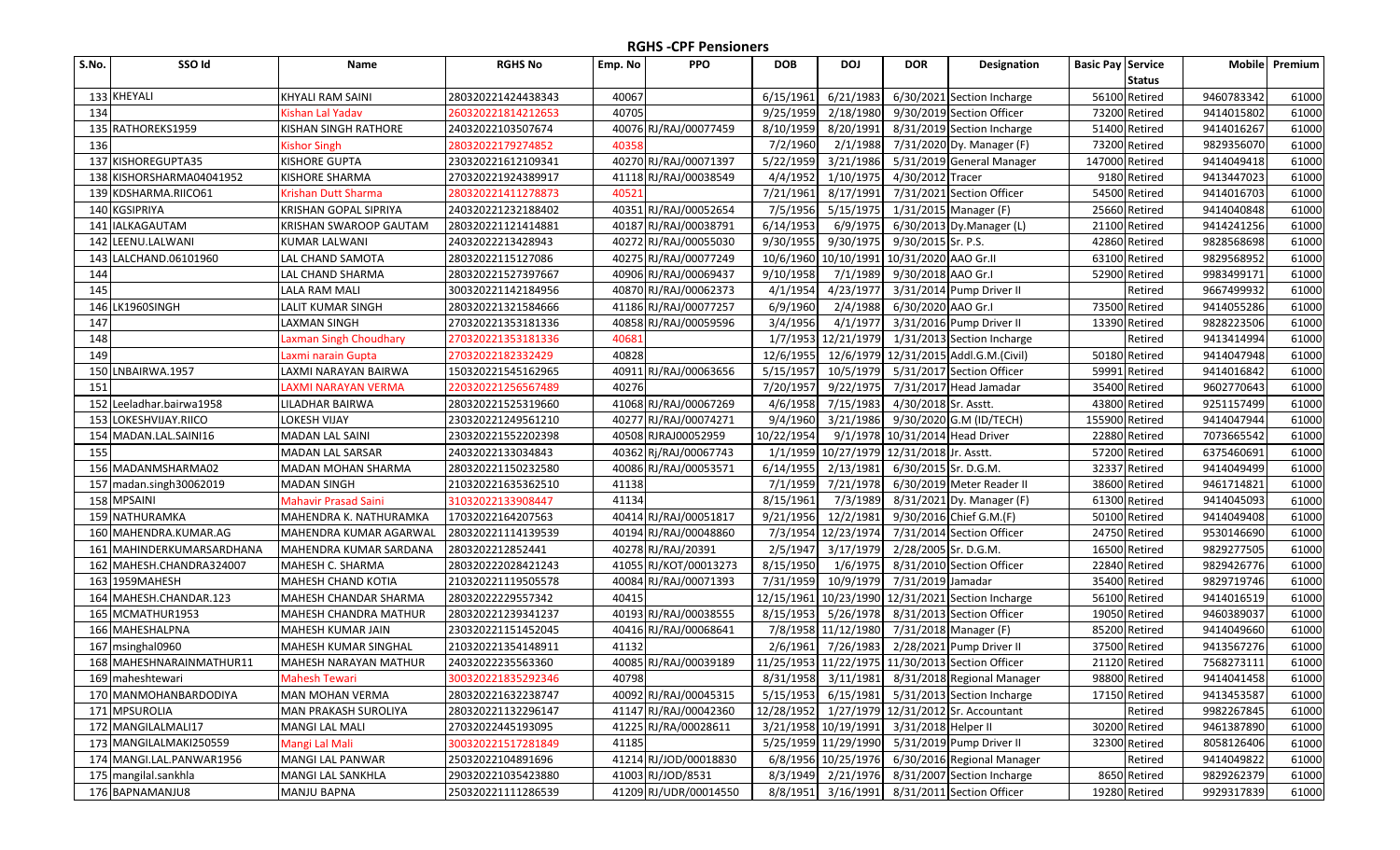# RGHS -CPF Pensioners

| S.No. | SSO Id | Name | RGHS No | Emp. No | PPO | DOB | DOJ | DOR | Designation | Basic Pay | Service Status | Mobile | Premium |
|---|---|---|---|---|---|---|---|---|---|---|---|---|---|
| 133 | KHEYALI | KHYALI RAM SAINI | 280320221424438343 | 40067 | | 6/15/1961 | 6/21/1983 | 6/30/2021 | Section Incharge | 56100 | Retired | 9460783342 | 61000 |
| 134 | | Kishan Lal Yadav | 260320221814212653 | 40705 | | 9/25/1959 | 2/18/1980 | 9/30/2019 | Section Officer | 73200 | Retired | 9414015802 | 61000 |
| 135 | RATHOREKS1959 | KISHAN SINGH RATHORE | 24032022103507674 | 40076 | RJ/RAJ/00077459 | 8/10/1959 | 8/20/1991 | 8/31/2019 | Section Incharge | 51400 | Retired | 9414016267 | 61000 |
| 136 | | Kishor Singh | 28032022179274852 | 40358 | | 7/2/1960 | 2/1/1988 | 7/31/2020 | Dy. Manager (F) | 73200 | Retired | 9829356070 | 61000 |
| 137 | KISHOREGUPTA35 | KISHORE GUPTA | 230320221612109341 | 40270 | RJ/RAJ/00071397 | 5/22/1959 | 3/21/1986 | 5/31/2019 | General Manager | 147000 | Retired | 9414049418 | 61000 |
| 138 | KISHORSHARMA04041952 | KISHORE SHARMA | 270320221924389917 | 41118 | RJ/RAJ/00038549 | 4/4/1952 | 1/10/1975 | 4/30/2012 | Tracer | 9180 | Retired | 9413447023 | 61000 |
| 139 | KDSHARMA.RIICO61 | Krishan Dutt Sharma | 280320221411278873 | 40521 | | 7/21/1961 | 8/17/1991 | 7/31/2021 | Section Officer | 54500 | Retired | 9414016703 | 61000 |
| 140 | KGSIPRIYA | KRISHAN GOPAL SIPRIYA | 240320221232188402 | 40351 | RJ/RAJ/00052654 | 7/5/1956 | 5/15/1975 | 1/31/2015 | Manager (F) | 25660 | Retired | 9414040848 | 61000 |
| 141 | IALKAGAUTAM | KRISHAN SWAROOP GAUTAM | 280320221121414881 | 40187 | RJ/RAJ/00038791 | 6/14/1953 | 6/9/1975 | 6/30/2013 | Dy.Manager (L) | 21100 | Retired | 9414241256 | 61000 |
| 142 | LEENU.LALWANI | KUMAR LALWANI | 24032022134289443 | 40272 | RJ/RAJ/00055030 | 9/30/1955 | 9/30/1975 | 9/30/2015 | Sr. P.S. | 42860 | Retired | 9828568698 | 61000 |
| 143 | LALCHAND.06101960 | LAL CHAND SAMOTA | 28032022115127086 | 40275 | RJ/RAJ/00077249 | 10/6/1960 | 10/10/1991 | 10/31/2020 | AAO Gr.II | 63100 | Retired | 9829568952 | 61000 |
| 144 | | LAL CHAND SHARMA | 280320221527397667 | 40906 | RJ/RAJ/00069437 | 9/10/1958 | 7/1/1989 | 9/30/2018 | AAO Gr.I | 52900 | Retired | 9983499171 | 61000 |
| 145 | | LALA RAM MALI | 300320221142184956 | 40870 | RJ/RAJ/00062373 | 4/1/1954 | 4/23/1977 | 3/31/2014 | Pump Driver II | | Retired | 9667499932 | 61000 |
| 146 | LK1960SINGH | LALIT KUMAR SINGH | 280320221321584666 | 41186 | RJ/RAJ/00077257 | 6/9/1960 | 2/4/1988 | 6/30/2020 | AAO Gr.I | 73500 | Retired | 9414055286 | 61000 |
| 147 | | LAXMAN SINGH | 270320221353181336 | 40858 | RJ/RAJ/00059596 | 3/4/1956 | 4/1/1977 | 3/31/2016 | Pump Driver II | 13390 | Retired | 9828223506 | 61000 |
| 148 | | Laxman Singh Choudhary | 270320221353181336 | 40681 | | 1/7/1953 | 12/21/1979 | 1/31/2013 | Section Incharge | | Retired | 9413414994 | 61000 |
| 149 | | Laxmi narain Gupta | 27032022182332429 | 40828 | | 12/6/1955 | 12/6/1979 | 12/31/2015 | Addl.G.M.(Civil) | 50180 | Retired | 9414047948 | 61000 |
| 150 | LNBAIRWA.1957 | LAXMI NARAYAN BAIRWA | 150320221545162965 | 40911 | RJ/RAJ/00063656 | 5/15/1957 | 10/5/1979 | 5/31/2017 | Section Officer | 59991 | Retired | 9414016842 | 61000 |
| 151 | | LAXMI NARAYAN VERMA | 220320221256567489 | 40276 | | 7/20/1957 | 9/22/1975 | 7/31/2017 | Head Jamadar | 35400 | Retired | 9602770643 | 61000 |
| 152 | Leeladhar.bairwa1958 | LILADHAR BAIRWA | 280320221525319660 | 41068 | RJ/RAJ/00067269 | 4/6/1958 | 7/15/1983 | 4/30/2018 | Sr. Asstt. | 43800 | Retired | 9251157499 | 61000 |
| 153 | LOKESHVIJAY.RIICO | LOKESH VIJAY | 230320221249561210 | 40277 | RJ/RAJ/00074271 | 9/4/1960 | 3/21/1986 | 9/30/2020 | G.M (ID/TECH) | 155900 | Retired | 9414047944 | 61000 |
| 154 | MADAN.LAL.SAINI16 | MADAN LAL SAINI | 230320221552202398 | 40508 | RJRAJ00052959 | 10/22/1954 | 9/1/1978 | 10/31/2014 | Head Driver | 22880 | Retired | 7073665542 | 61000 |
| 155 | | MADAN LAL SARSAR | 24032022133034843 | 40362 | Rj/RAJ/00067743 | 1/1/1959 | 10/27/1979 | 12/31/2018 | Jr. Asstt. | 57200 | Retired | 6375460691 | 61000 |
| 156 | MADANMSHARMA02 | MADAN MOHAN SHARMA | 280320221150232580 | 40086 | RJ/RAJ/00053571 | 6/14/1955 | 2/13/1981 | 6/30/2015 | Sr. D.G.M. | 32337 | Retired | 9414049499 | 61000 |
| 157 | madan.singh30062019 | MADAN SINGH | 210320221635362510 | 41138 | | 7/1/1959 | 7/21/1978 | 6/30/2019 | Meter Reader II | 38600 | Retired | 9461714821 | 61000 |
| 158 | MPSAINI | Mahavir Prasad Saini | 31032022133908447 | 41134 | | 8/15/1961 | 7/3/1989 | 8/31/2021 | Dy. Manager (F) | 61300 | Retired | 9414045093 | 61000 |
| 159 | NATHURAMKA | MAHENDRA K. NATHURAMKA | 17032022164207563 | 40414 | RJ/RAJ/00051817 | 9/21/1956 | 12/2/1981 | 9/30/2016 | Chief G.M.(F) | 50100 | Retired | 9414049408 | 61000 |
| 160 | MAHENDRA.KUMAR.AG | MAHENDRA KUMAR AGARWAL | 280320221114139539 | 40194 | RJ/RAJ/00048860 | 7/3/1954 | 12/23/1974 | 7/31/2014 | Section Officer | 24750 | Retired | 9530146690 | 61000 |
| 161 | MAHINDERKUMARSARDHANA | MAHENDRA KUMAR SARDANA | 2803202212852441 | 40278 | RJ/RAJ/20391 | 2/5/1947 | 3/17/1979 | 2/28/2005 | Sr. D.G.M. | 16500 | Retired | 9829277505 | 61000 |
| 162 | MAHESH.CHANDRA324007 | MAHESH C. SHARMA | 280320222028421243 | 41055 | RJ/KOT/00013273 | 8/15/1950 | 1/6/1975 | 8/31/2010 | Section Officer | 22840 | Retired | 9829426776 | 61000 |
| 163 | 1959MAHESH | MAHESH CHAND KOTIA | 210320221119505578 | 40084 | RJ/RAJ/00071393 | 7/31/1959 | 10/9/1979 | 7/31/2019 | Jamadar | 35400 | Retired | 9829719746 | 61000 |
| 164 | MAHESH.CHANDAR.123 | MAHESH CHANDAR SHARMA | 28032022229557342 | 40415 | | 12/15/1961 | 10/23/1990 | 12/31/2021 | Section Incharge | 56100 | Retired | 9414016519 | 61000 |
| 165 | MCMATHUR1953 | MAHESH CHANDRA MATHUR | 280320221239341237 | 40193 | RJ/RAJ/00038555 | 8/15/1953 | 5/26/1978 | 8/31/2013 | Section Officer | 19050 | Retired | 9460389037 | 61000 |
| 166 | MAHESHALPNA | MAHESH KUMAR JAIN | 230320221151452045 | 40416 | RJ/RAJ/00068641 | 7/8/1958 | 11/12/1980 | 7/31/2018 | Manager (F) | 85200 | Retired | 9414049660 | 61000 |
| 167 | msinghal0960 | MAHESH KUMAR SINGHAL | 210320221354148911 | 41132 | | 2/6/1961 | 7/26/1983 | 2/28/2021 | Pump Driver II | 37500 | Retired | 9413567276 | 61000 |
| 168 | MAHESHNARAINMATHUR11 | MAHESH NARAYAN MATHUR | 24032022235563360 | 40085 | RJ/RAJ/00039189 | 11/25/1953 | 11/22/1975 | 11/30/2013 | Section Officer | 21120 | Retired | 7568273111 | 61000 |
| 169 | maheshtewari | Mahesh Tewari | 300320221835292346 | 40798 | | 8/31/1958 | 3/11/1981 | 8/31/2018 | Regional Manager | 98800 | Retired | 9414041458 | 61000 |
| 170 | MANMOHANBARDODIYA | MAN MOHAN VERMA | 280320221632238747 | 40092 | RJ/RAJ/00045315 | 5/15/1953 | 6/15/1981 | 5/31/2013 | Section Incharge | 17150 | Retired | 9413453587 | 61000 |
| 171 | MPSUROLIA | MAN PRAKASH SUROLIYA | 280320221132296147 | 41147 | RJ/RAJ/00042360 | 12/28/1952 | 1/27/1979 | 12/31/2012 | Sr. Accountant | | Retired | 9982267845 | 61000 |
| 172 | MANGILALMALI17 | MANGI LAL MALI | 27032022445193095 | 41225 | RJ/RA/00028611 | 3/21/1958 | 10/19/1991 | 3/31/2018 | Helper II | 30200 | Retired | 9461387890 | 61000 |
| 173 | MANGILALMAKI250559 | Mangi Lal Mali | 300320221517281849 | 41185 | | 5/25/1959 | 11/29/1990 | 5/31/2019 | Pump Driver II | 32300 | Retired | 8058126406 | 61000 |
| 174 | MANGI.LAL.PANWAR1956 | MANGI LAL PANWAR | 25032022104891696 | 41214 | RJ/JOD/00018830 | 6/8/1956 | 10/25/1976 | 6/30/2016 | Regional Manager | | Retired | 9414049822 | 61000 |
| 175 | mangilal.sankhla | MANGI LAL SANKHLA | 290320221035423880 | 41003 | RJ/JOD/8531 | 8/3/1949 | 2/21/1976 | 8/31/2007 | Section Incharge | 8650 | Retired | 9829262379 | 61000 |
| 176 | BAPNAMANJU8 | MANJU BAPNA | 250320221111286539 | 41209 | RJ/UDR/00014550 | 8/8/1951 | 3/16/1991 | 8/31/2011 | Section Officer | 19280 | Retired | 9929317839 | 61000 |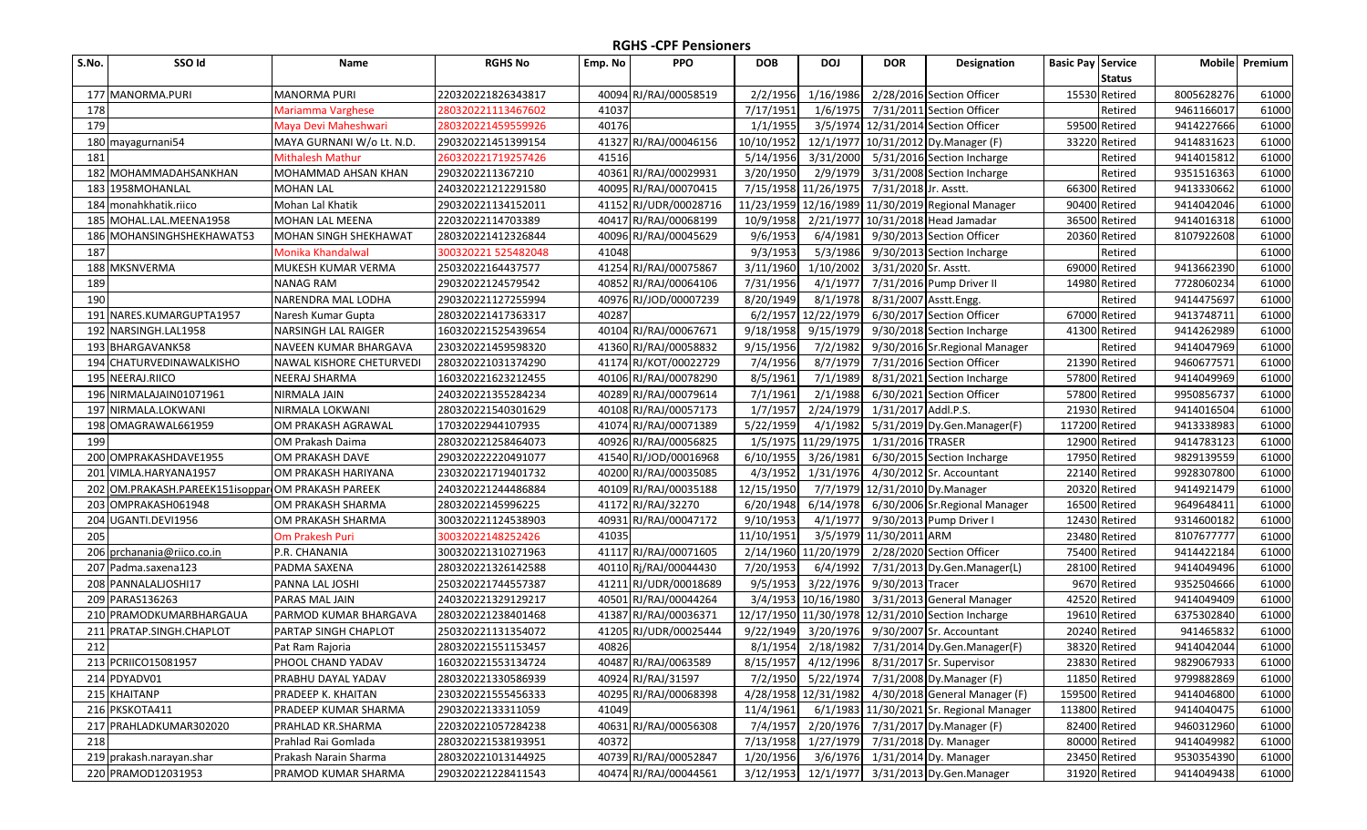# RGHS -CPF Pensioners

| S.No. | SSO Id | Name | RGHS No | Emp. No | PPO | DOB | DOJ | DOR | Designation | Basic Pay | Service Status | Mobile | Premium |
|---|---|---|---|---|---|---|---|---|---|---|---|---|---|
| 177 | MANORMA.PURI | MANORMA PURI | 220320221826343817 | 40094 | RJ/RAJ/00058519 | 2/2/1956 | 1/16/1986 | 2/28/2016 | Section Officer | 15530 | Retired | 8005628276 | 61000 |
| 178 | | Mariamma Varghese | 280320221113467602 | 41037 | | 7/17/1951 | 1/6/1975 | 7/31/2011 | Section Officer | | Retired | 9461166017 | 61000 |
| 179 | | Maya Devi Maheshwari | 280320221459559926 | 40176 | | 1/1/1955 | 3/5/1974 | 12/31/2014 | Section Officer | 59500 | Retired | 9414227666 | 61000 |
| 180 | mayagurnani54 | MAYA GURNANI W/o Lt. N.D. | 290320221451399154 | 41327 | RJ/RAJ/00046156 | 10/10/1952 | 12/1/1977 | 10/31/2012 | Dy.Manager (F) | 33220 | Retired | 9414831623 | 61000 |
| 181 | | Mithalesh Mathur | 260320221719257426 | 41516 | | 5/14/1956 | 3/31/2000 | 5/31/2016 | Section Incharge | | Retired | 9414015812 | 61000 |
| 182 | MOHAMMADAHSANKHAN | MOHAMMAD AHSAN KHAN | 2903202211367210 | 40361 | RJ/RAJ/00029931 | 3/20/1950 | 2/9/1979 | 3/31/2008 | Section Incharge | | Retired | 9351516363 | 61000 |
| 183 | 1958MOHANLAL | MOHAN LAL | 240320221212291580 | 40095 | RJ/RAJ/00070415 | 7/15/1958 | 11/26/1975 | 7/31/2018 | Jr. Asstt. | 66300 | Retired | 9413330662 | 61000 |
| 184 | monahkhatik.riico | Mohan Lal Khatik | 290320221134152011 | 41152 | RJ/UDR/00028716 | 11/23/1959 | 12/16/1989 | 11/30/2019 | Regional Manager | 90400 | Retired | 9414042046 | 61000 |
| 185 | MOHAL.LAL.MEENA1958 | MOHAN LAL MEENA | 22032022114703389 | 40417 | RJ/RAJ/00068199 | 10/9/1958 | 2/21/1977 | 10/31/2018 | Head Jamadar | 36500 | Retired | 9414016318 | 61000 |
| 186 | MOHANSINGHSHEKHAWAT53 | MOHAN SINGH SHEKHAWAT | 280320221412326844 | 40096 | RJ/RAJ/00045629 | 9/6/1953 | 6/4/1981 | 9/30/2013 | Section Officer | 20360 | Retired | 8107922608 | 61000 |
| 187 | | Monika Khandalwal | 300320221 525482048 | 41048 | | 9/3/1953 | 5/3/1986 | 9/30/2013 | Section Incharge | | Retired | | 61000 |
| 188 | MKSNVERMA | MUKESH KUMAR VERMA | 25032022164437577 | 41254 | RJ/RAJ/00075867 | 3/11/1960 | 1/10/2002 | 3/31/2020 | Sr. Asstt. | 69000 | Retired | 9413662390 | 61000 |
| 189 | | NANAG RAM | 29032022124579542 | 40852 | RJ/RAJ/00064106 | 7/31/1956 | 4/1/1977 | 7/31/2016 | Pump Driver II | 14980 | Retired | 7728060234 | 61000 |
| 190 | | NARENDRA MAL LODHA | 290320221127255994 | 40976 | RJ/JOD/00007239 | 8/20/1949 | 8/1/1978 | 8/31/2007 | Asstt.Engg. | | Retired | 9414475697 | 61000 |
| 191 | NARES.KUMARGUPTA1957 | Naresh Kumar Gupta | 280320221417363317 | 40287 | | 6/2/1957 | 12/22/1979 | 6/30/2017 | Section Officer | 67000 | Retired | 9413748711 | 61000 |
| 192 | NARSINGH.LAL1958 | NARSINGH LAL RAIGER | 160320221525439654 | 40104 | RJ/RAJ/00067671 | 9/18/1958 | 9/15/1979 | 9/30/2018 | Section Incharge | 41300 | Retired | 9414262989 | 61000 |
| 193 | BHARGAVANK58 | NAVEEN KUMAR BHARGAVA | 230320221459598320 | 41360 | RJ/RAJ/00058832 | 9/15/1956 | 7/2/1982 | 9/30/2016 | Sr.Regional Manager | | Retired | 9414047969 | 61000 |
| 194 | CHATURVEDINAWALKISHO | NAWAL KISHORE CHETURVEDI | 280320221031374290 | 41174 | RJ/KOT/00022729 | 7/4/1956 | 8/7/1979 | 7/31/2016 | Section Officer | 21390 | Retired | 9460677571 | 61000 |
| 195 | NEERAJ.RIICO | NEERAJ SHARMA | 160320221623212455 | 40106 | RJ/RAJ/00078290 | 8/5/1961 | 7/1/1989 | 8/31/2021 | Section Incharge | 57800 | Retired | 9414049969 | 61000 |
| 196 | NIRMALAJAIN01071961 | NIRMALA JAIN | 240320221355284234 | 40289 | RJ/RAJ/00079614 | 7/1/1961 | 2/1/1988 | 6/30/2021 | Section Officer | 57800 | Retired | 9950856737 | 61000 |
| 197 | NIRMALA.LOKWANI | NIRMALA LOKWANI | 280320221540301629 | 40108 | RJ/RAJ/00057173 | 1/7/1957 | 2/24/1979 | 1/31/2017 | Addl.P.S. | 21930 | Retired | 9414016504 | 61000 |
| 198 | OMAGRAWAL661959 | OM PRAKASH AGRAWAL | 17032022944107935 | 41074 | RJ/RAJ/00071389 | 5/22/1959 | 4/1/1982 | 5/31/2019 | Dy.Gen.Manager(F) | 117200 | Retired | 9413338983 | 61000 |
| 199 | | OM Prakash Daima | 280320221258464073 | 40926 | RJ/RAJ/00056825 | 1/5/1975 | 11/29/1975 | 1/31/2016 | TRASER | 12900 | Retired | 9414783123 | 61000 |
| 200 | OMPRAKASHDAVE1955 | OM PRAKASH DAVE | 290320222220491077 | 41540 | RJ/JOD/00016968 | 6/10/1955 | 3/26/1981 | 6/30/2015 | Section Incharge | 17950 | Retired | 9829139559 | 61000 |
| 201 | VIMLA.HARYANA1957 | OM PRAKASH HARIYANA | 230320221719401732 | 40200 | RJ/RAJ/00035085 | 4/3/1952 | 1/31/1976 | 4/30/2012 | Sr. Accountant | 22140 | Retired | 9928307800 | 61000 |
| 202 | OM.PRAKASH.PAREEK151isoppar | OM PRAKASH PAREEK | 240320221244486884 | 40109 | RJ/RAJ/00035188 | 12/15/1950 | 7/7/1979 | 12/31/2010 | Dy.Manager | 20320 | Retired | 9414921479 | 61000 |
| 203 | OMPRAKASH061948 | OM PRAKASH SHARMA | 28032022145996225 | 41172 | RJ/RAJ/32270 | 6/20/1948 | 6/14/1978 | 6/30/2006 | Sr.Regional Manager | 16500 | Retired | 9649648411 | 61000 |
| 204 | UGANTI.DEVI1956 | OM PRAKASH SHARMA | 300320221124538903 | 40931 | RJ/RAJ/00047172 | 9/10/1953 | 4/1/1977 | 9/30/2013 | Pump Driver I | 12430 | Retired | 9314600182 | 61000 |
| 205 | | Om Prakesh Puri | 30032022148252426 | 41035 | | 11/10/1951 | 3/5/1979 | 11/30/2011 | ARM | 23480 | Retired | 8107677777 | 61000 |
| 206 | prchanania@riico.co.in | P.R. CHANANIA | 300320221310271963 | 41117 | RJ/RAJ/00071605 | 2/14/1960 | 11/20/1979 | 2/28/2020 | Section Officer | 75400 | Retired | 9414422184 | 61000 |
| 207 | Padma.saxena123 | PADMA SAXENA | 280320221326142588 | 40110 | Rj/RAJ/00044430 | 7/20/1953 | 6/4/1992 | 7/31/2013 | Dy.Gen.Manager(L) | 28100 | Retired | 9414049496 | 61000 |
| 208 | PANNALALJOSHI17 | PANNA LAL JOSHI | 250320221744557387 | 41211 | RJ/UDR/00018689 | 9/5/1953 | 3/22/1976 | 9/30/2013 | Tracer | 9670 | Retired | 9352504666 | 61000 |
| 209 | PARAS136263 | PARAS MAL JAIN | 240320221329129217 | 40501 | RJ/RAJ/00044264 | 3/4/1953 | 10/16/1980 | 3/31/2013 | General Manager | 42520 | Retired | 9414049409 | 61000 |
| 210 | PRAMODKUMARBHARGAUA | PARMOD KUMAR BHARGAVA | 280320221238401468 | 41387 | RJ/RAJ/00036371 | 12/17/1950 | 11/30/1978 | 12/31/2010 | Section Incharge | 19610 | Retired | 6375302840 | 61000 |
| 211 | PRATAP.SINGH.CHAPLOT | PARTAP SINGH CHAPLOT | 250320221131354072 | 41205 | RJ/UDR/00025444 | 9/22/1949 | 3/20/1976 | 9/30/2007 | Sr. Accountant | 20240 | Retired | 941465832 | 61000 |
| 212 | | Pat Ram Rajoria | 280320221551153457 | 40826 | | 8/1/1954 | 2/18/1982 | 7/31/2014 | Dy.Gen.Manager(F) | 38320 | Retired | 9414042044 | 61000 |
| 213 | PCRIICO15081957 | PHOOL CHAND YADAV | 160320221553134724 | 40487 | RJ/RAJ/0063589 | 8/15/1957 | 4/12/1996 | 8/31/2017 | Sr. Supervisor | 23830 | Retired | 9829067933 | 61000 |
| 214 | PDYADV01 | PRABHU DAYAL YADAV | 280320221330586939 | 40924 | RJ/RAJ/31597 | 7/2/1950 | 5/22/1974 | 7/31/2008 | Dy.Manager (F) | 11850 | Retired | 9799882869 | 61000 |
| 215 | KHAITANP | PRADEEP K. KHAITAN | 230320221555456333 | 40295 | RJ/RAJ/00068398 | 4/28/1958 | 12/31/1982 | 4/30/2018 | General Manager (F) | 159500 | Retired | 9414046800 | 61000 |
| 216 | PKSKOTA411 | PRADEEP KUMAR SHARMA | 29032022133311059 | 41049 | | 11/4/1961 | 6/1/1983 | 11/30/2021 | Sr. Regional Manager | 113800 | Retired | 9414040475 | 61000 |
| 217 | PRAHLADKUMAR302020 | PRAHLAD KR.SHARMA | 220320221057284238 | 40631 | RJ/RAJ/00056308 | 7/4/1957 | 2/20/1976 | 7/31/2017 | Dy.Manager (F) | 82400 | Retired | 9460312960 | 61000 |
| 218 | | Prahlad Rai Gomlada | 280320221538193951 | 40372 | | 7/13/1958 | 1/27/1979 | 7/31/2018 | Dy. Manager | 80000 | Retired | 9414049982 | 61000 |
| 219 | prakash.narayan.shar | Prakash Narain Sharma | 280320221013144925 | 40739 | RJ/RAJ/00052847 | 1/20/1956 | 3/6/1976 | 1/31/2014 | Dy. Manager | 23450 | Retired | 9530354390 | 61000 |
| 220 | PRAMOD12031953 | PRAMOD KUMAR SHARMA | 290320221228411543 | 40474 | RJ/RAJ/00044561 | 3/12/1953 | 12/1/1977 | 3/31/2013 | Dy.Gen.Manager | 31920 | Retired | 9414049438 | 61000 |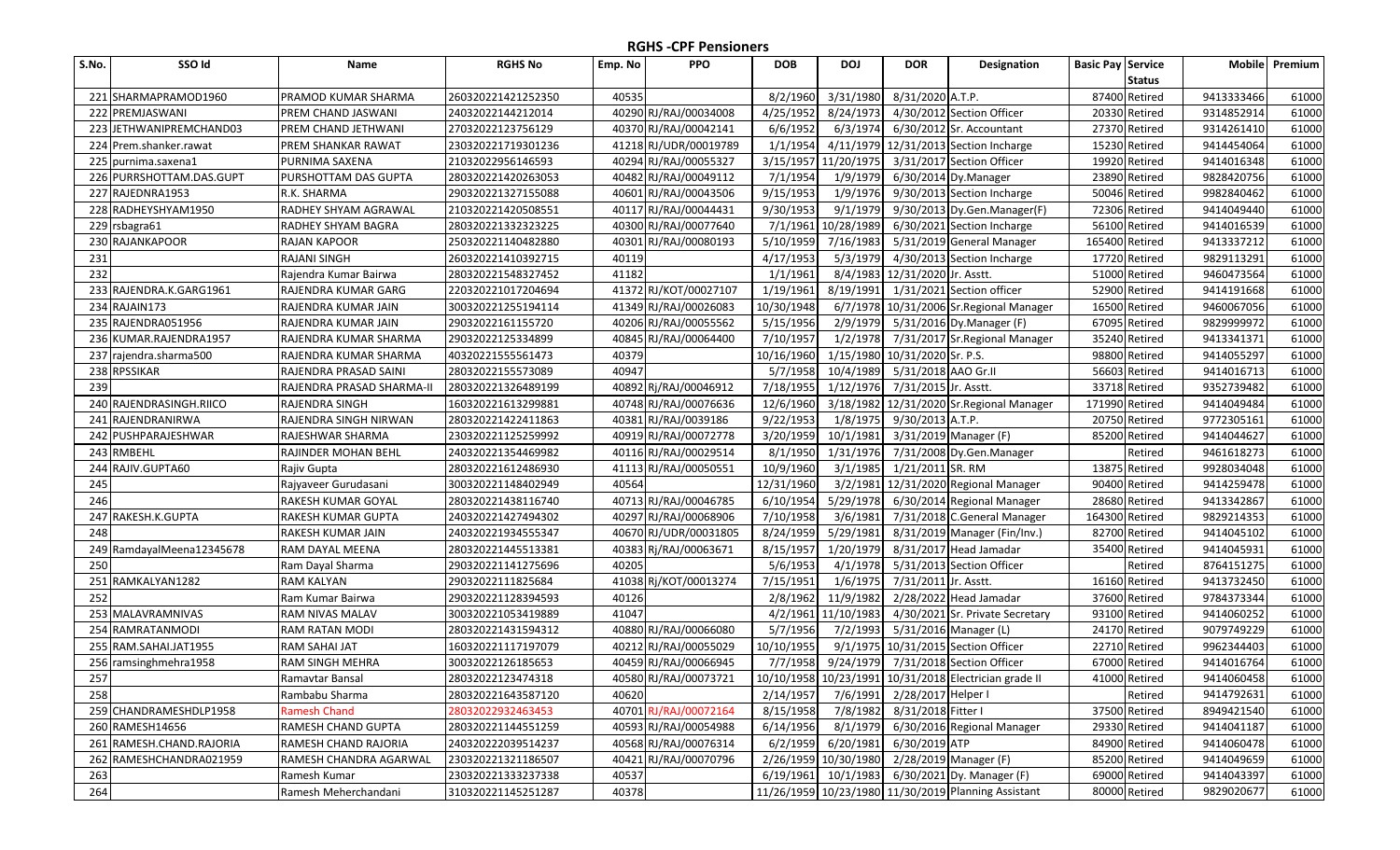# RGHS -CPF Pensioners

| S.No. | SSO Id | Name | RGHS No | Emp. No | PPO | DOB | DOJ | DOR | Designation | Basic Pay | Service Status | Mobile | Premium |
|---|---|---|---|---|---|---|---|---|---|---|---|---|---|
| 221 | SHARMAPRAMOD1960 | PRAMOD KUMAR SHARMA | 260320221421252350 | 40535 | | 8/2/1960 | 3/31/1980 | 8/31/2020 | A.T.P. | 87400 | Retired | 9413333466 | 61000 |
| 222 | PREMJASWANI | PREM CHAND JASWANI | 24032022144212014 | 40290 | RJ/RAJ/00034008 | 4/25/1952 | 8/24/1973 | 4/30/2012 | Section Officer | 20330 | Retired | 9314852914 | 61000 |
| 223 | JETHWANIPREMCHAND03 | PREM CHAND JETHWANI | 27032022123756129 | 40370 | RJ/RAJ/00042141 | 6/6/1952 | 6/3/1974 | 6/30/2012 | Sr. Accountant | 27370 | Retired | 9314261410 | 61000 |
| 224 | Prem.shanker.rawat | PREM SHANKAR RAWAT | 230320221719301236 | 41218 | RJ/UDR/00019789 | 1/1/1954 | 4/11/1979 | 12/31/2013 | Section Incharge | 15230 | Retired | 9414454064 | 61000 |
| 225 | purnima.saxena1 | PURNIMA SAXENA | 21032022956146593 | 40294 | RJ/RAJ/00055327 | 3/15/1957 | 11/20/1975 | 3/31/2017 | Section Officer | 19920 | Retired | 9414016348 | 61000 |
| 226 | PURRSHOTTAM.DAS.GUPT | PURSHOTTAM DAS GUPTA | 280320221420263053 | 40482 | RJ/RAJ/00049112 | 7/1/1954 | 1/9/1979 | 6/30/2014 | Dy.Manager | 23890 | Retired | 9828420756 | 61000 |
| 227 | RAJEDNRA1953 | R.K. SHARMA | 290320221327155088 | 40601 | RJ/RAJ/00043506 | 9/15/1953 | 1/9/1976 | 9/30/2013 | Section Incharge | 50046 | Retired | 9982840462 | 61000 |
| 228 | RADHEYSHYAM1950 | RADHEY SHYAM AGRAWAL | 210320221420508551 | 40117 | RJ/RAJ/00044431 | 9/30/1953 | 9/1/1979 | 9/30/2013 | Dy.Gen.Manager(F) | 72306 | Retired | 9414049440 | 61000 |
| 229 | rsbagra61 | RADHEY SHYAM BAGRA | 280320221332323225 | 40300 | RJ/RAJ/00077640 | 7/1/1961 | 10/28/1989 | 6/30/2021 | Section Incharge | 56100 | Retired | 9414016539 | 61000 |
| 230 | RAJANKAPOOR | RAJAN KAPOOR | 250320221140482880 | 40301 | RJ/RAJ/00080193 | 5/10/1959 | 7/16/1983 | 5/31/2019 | General Manager | 165400 | Retired | 9413337212 | 61000 |
| 231 | | RAJANI SINGH | 260320221410392715 | 40119 | | 4/17/1953 | 5/3/1979 | 4/30/2013 | Section Incharge | 17720 | Retired | 9829113291 | 61000 |
| 232 | | Rajendra Kumar Bairwa | 280320221548327452 | 41182 | | 1/1/1961 | 8/4/1983 | 12/31/2020 | Jr. Asstt. | 51000 | Retired | 9460473564 | 61000 |
| 233 | RAJENDRA.K.GARG1961 | RAJENDRA KUMAR GARG | 220320221017204694 | 41372 | RJ/KOT/00027107 | 1/19/1961 | 8/19/1991 | 1/31/2021 | Section officer | 52900 | Retired | 9414191668 | 61000 |
| 234 | RAJAIN173 | RAJENDRA KUMAR JAIN | 300320221255194114 | 41349 | RJ/RAJ/00026083 | 10/30/1948 | 6/7/1978 | 10/31/2006 | Sr.Regional Manager | 16500 | Retired | 9460067056 | 61000 |
| 235 | RAJENDRA051956 | RAJENDRA KUMAR JAIN | 29032022161155720 | 40206 | RJ/RAJ/00055562 | 5/15/1956 | 2/9/1979 | 5/31/2016 | Dy.Manager (F) | 67095 | Retired | 9829999972 | 61000 |
| 236 | KUMAR.RAJENDRA1957 | RAJENDRA KUMAR SHARMA | 29032022125334899 | 40845 | RJ/RAJ/00064400 | 7/10/1957 | 1/2/1978 | 7/31/2017 | Sr.Regional Manager | 35240 | Retired | 9413341371 | 61000 |
| 237 | rajendra.sharma500 | RAJENDRA KUMAR SHARMA | 40320221555561473 | 40379 | | 10/16/1960 | 1/15/1980 | 10/31/2020 | Sr. P.S. | 98800 | Retired | 9414055297 | 61000 |
| 238 | RPSSIKAR | RAJENDRA PRASAD SAINI | 28032022155573089 | 40947 | | 5/7/1958 | 10/4/1989 | 5/31/2018 | AAO Gr.II | 56603 | Retired | 9414016713 | 61000 |
| 239 | | RAJENDRA PRASAD SHARMA-II | 280320221326489199 | 40892 | Rj/RAJ/00046912 | 7/18/1955 | 1/12/1976 | 7/31/2015 | Jr. Asstt. | 33718 | Retired | 9352739482 | 61000 |
| 240 | RAJENDRASINGH.RIICO | RAJENDRA SINGH | 160320221613299881 | 40748 | RJ/RAJ/00076636 | 12/6/1960 | 3/18/1982 | 12/31/2020 | Sr.Regional Manager | 171990 | Retired | 9414049484 | 61000 |
| 241 | RAJENDRANIRWA | RAJENDRA SINGH NIRWAN | 280320221422411863 | 40381 | RJ/RAJ/0039186 | 9/22/1953 | 1/8/1975 | 9/30/2013 | A.T.P. | 20750 | Retired | 9772305161 | 61000 |
| 242 | PUSHPARAJESHWAR | RAJESHWAR SHARMA | 230320221125259992 | 40919 | RJ/RAJ/00072778 | 3/20/1959 | 10/1/1981 | 3/31/2019 | Manager (F) | 85200 | Retired | 9414044627 | 61000 |
| 243 | RMBEHL | RAJINDER MOHAN BEHL | 240320221354469982 | 40116 | RJ/RAJ/00029514 | 8/1/1950 | 1/31/1976 | 7/31/2008 | Dy.Gen.Manager | | Retired | 9461618273 | 61000 |
| 244 | RAJIV.GUPTA60 | Rajiv Gupta | 280320221612486930 | 41113 | RJ/RAJ/00050551 | 10/9/1960 | 3/1/1985 | 1/21/2011 | SR. RM | 13875 | Retired | 9928034048 | 61000 |
| 245 | | Rajvaveer Gurudasani | 300320221148402949 | 40564 | | 12/31/1960 | 3/2/1981 | 12/31/2020 | Regional Manager | 90400 | Retired | 9414259478 | 61000 |
| 246 | | RAKESH KUMAR GOYAL | 280320221438116740 | 40713 | RJ/RAJ/00046785 | 6/10/1954 | 5/29/1978 | 6/30/2014 | Regional Manager | 28680 | Retired | 9413342867 | 61000 |
| 247 | RAKESH.K.GUPTA | RAKESH KUMAR GUPTA | 240320221427494302 | 40297 | RJ/RAJ/00068906 | 7/10/1958 | 3/6/1981 | 7/31/2018 | C.General Manager | 164300 | Retired | 9829214353 | 61000 |
| 248 | | RAKESH KUMAR JAIN | 240320221934555347 | 40670 | RJ/UDR/00031805 | 8/24/1959 | 5/29/1981 | 8/31/2019 | Manager (Fin/Inv.) | 82700 | Retired | 9414045102 | 61000 |
| 249 | RamdayalMeena12345678 | RAM DAYAL MEENA | 280320221445513381 | 40383 | Rj/RAJ/00063671 | 8/15/1957 | 1/20/1979 | 8/31/2017 | Head Jamadar | 35400 | Retired | 9414045931 | 61000 |
| 250 | | Ram Dayal Sharma | 290320221141275696 | 40205 | | 5/6/1953 | 4/1/1978 | 5/31/2013 | Section Officer | | Retired | 8764151275 | 61000 |
| 251 | RAMKALYAN1282 | RAM KALYAN | 29032022111825684 | 41038 | Rj/KOT/00013274 | 7/15/1951 | 1/6/1975 | 7/31/2011 | Jr. Asstt. | 16160 | Retired | 9413732450 | 61000 |
| 252 | | Ram Kumar Bairwa | 290320221128394593 | 40126 | | 2/8/1962 | 11/9/1982 | 2/28/2022 | Head Jamadar | 37600 | Retired | 9784373344 | 61000 |
| 253 | MALAVRAMNIVAS | RAM NIVAS MALAV | 300320221053419889 | 41047 | | 4/2/1961 | 11/10/1983 | 4/30/2021 | Sr. Private Secretary | 93100 | Retired | 9414060252 | 61000 |
| 254 | RAMRATANMODI | RAM RATAN MODI | 280320221431594312 | 40880 | RJ/RAJ/00066080 | 5/7/1956 | 7/2/1993 | 5/31/2016 | Manager (L) | 24170 | Retired | 9079749229 | 61000 |
| 255 | RAM.SAHAI.JAT1955 | RAM SAHAI JAT | 160320221117197079 | 40212 | RJ/RAJ/00055029 | 10/10/1955 | 9/1/1975 | 10/31/2015 | Section Officer | 22710 | Retired | 9962344403 | 61000 |
| 256 | ramsinghmehra1958 | RAM SINGH MEHRA | 30032022126185653 | 40459 | RJ/RAJ/00066945 | 7/7/1958 | 9/24/1979 | 7/31/2018 | Section Officer | 67000 | Retired | 9414016764 | 61000 |
| 257 | | Ramavtar Bansal | 28032022123474318 | 40580 | RJ/RAJ/00073721 | 10/10/1958 | 10/23/1991 | 10/31/2018 | Electrician grade II | 41000 | Retired | 9414060458 | 61000 |
| 258 | | Rambabu Sharma | 280320221643587120 | 40620 | | 2/14/1957 | 7/6/1991 | 2/28/2017 | Helper I | | Retired | 9414792631 | 61000 |
| 259 | CHANDRAMESHDLP1958 | Ramesh Chand | 28032022932463453 | 40701 | RJ/RAJ/00072164 | 8/15/1958 | 7/8/1982 | 8/31/2018 | Fitter I | 37500 | Retired | 8949421540 | 61000 |
| 260 | RAMESH14656 | RAMESH CHAND GUPTA | 280320221144551259 | 40593 | RJ/RAJ/00054988 | 6/14/1956 | 8/1/1979 | 6/30/2016 | Regional Manager | 29330 | Retired | 9414041187 | 61000 |
| 261 | RAMESH.CHAND.RAJORIA | RAMESH CHAND RAJORIA | 240320222039514237 | 40568 | RJ/RAJ/00076314 | 6/2/1959 | 6/20/1981 | 6/30/2019 | ATP | 84900 | Retired | 9414060478 | 61000 |
| 262 | RAMESHCHANDRA021959 | RAMESH CHANDRA AGARWAL | 230320221321186507 | 40421 | RJ/RAJ/00070796 | 2/26/1959 | 10/30/1980 | 2/28/2019 | Manager (F) | 85200 | Retired | 9414049659 | 61000 |
| 263 | | Ramesh Kumar | 230320221333237338 | 40537 | | 6/19/1961 | 10/1/1983 | 6/30/2021 | Dy. Manager (F) | 69000 | Retired | 9414043397 | 61000 |
| 264 | | Ramesh Meherchandani | 310320221145251287 | 40378 | | 11/26/1959 | 10/23/1980 | 11/30/2019 | Planning Assistant | 80000 | Retired | 9829020677 | 61000 |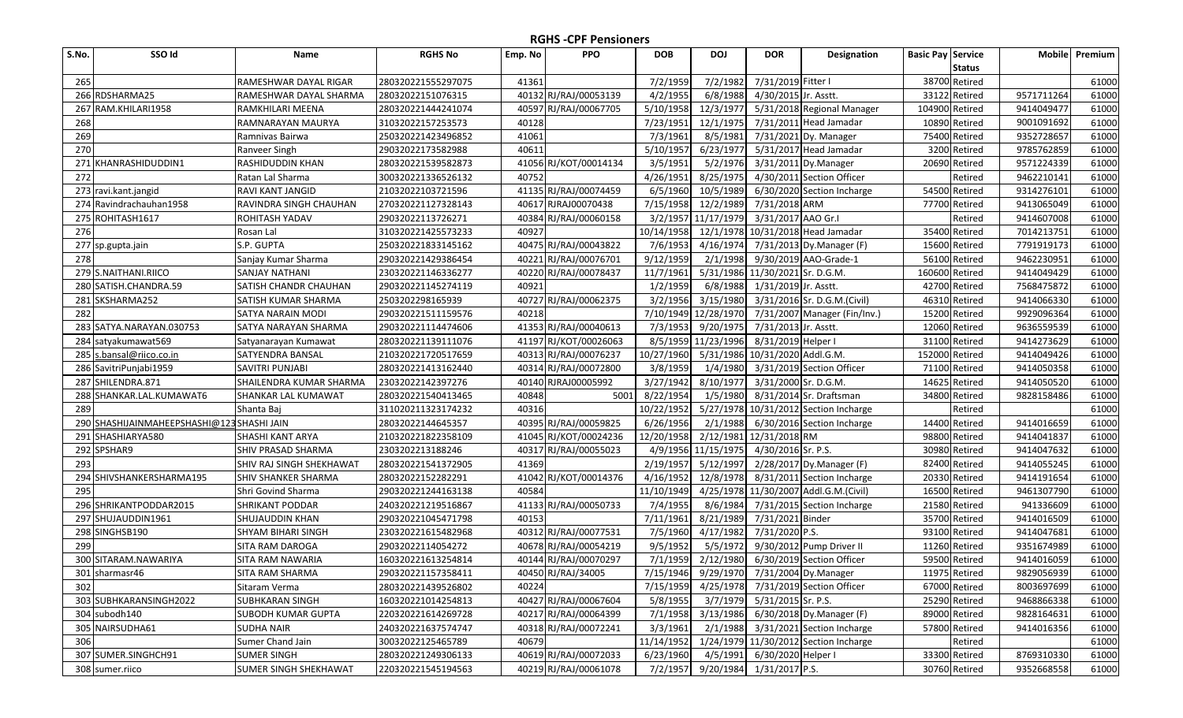## RGHS -CPF Pensioners

| S.No. | SSO Id | Name | RGHS No | Emp. No | PPO | DOB | DOJ | DOR | Designation | Basic Pay | Service Status | Mobile | Premium |
|---|---|---|---|---|---|---|---|---|---|---|---|---|---|
| 265 | | RAMESHWAR DAYAL RIGAR | 280320221555297075 | 41361 | | 7/2/1959 | 7/2/1982 | 7/31/2019 | Fitter I | 38700 | Retired | | 61000 |
| 266 | RDSHARMA25 | RAMESHWAR DAYAL SHARMA | 28030202215107631​5 | 40132 | RJ/RAJ/00053139 | 4/2/1955 | 6/8/1988 | 4/30/2015 | Jr. Asstt. | 33122 | Retired | 9571711264 | 61000 |
| 267 | RAM.KHILARI1958 | RAMKHILARI MEENA | 280320221444241074 | 40597 | RJ/RAJ/00067705 | 5/10/1958 | 12/3/1977 | 5/31/2018 | Regional Manager | 104900 | Retired | 9414049477 | 61000 |
| 268 | | RAMNARAYAN MAURYA | 31032022157253573 | 40128 | | 7/23/1951 | 12/1/1975 | 7/31/2011 | Head Jamadar | 10890 | Retired | 9001091692 | 61000 |
| 269 | | Ramnivas Bairwa | 250320221423496852 | 41061 | | 7/3/1961 | 8/5/1981 | 7/31/2021 | Dy. Manager | 75400 | Retired | 9352728657 | 61000 |
| 270 | | Ranveer Singh | 29032022173582988 | 40611 | | 5/10/1957 | 6/23/1977 | 5/31/2017 | Head Jamadar | 3200 | Retired | 9785762859 | 61000 |
| 271 | KHANRASHIDUDDIN1 | RASHIDUDDIN KHAN | 280320221539582873 | 41056 | RJ/KOT/00014134 | 3/5/1951 | 5/2/1976 | 3/31/2011 | Dy.Manager | 20690 | Retired | 9571224339 | 61000 |
| 272 | | Ratan Lal Sharma | 300320221336526132 | 40752 | | 4/26/1951 | 8/25/1975 | 4/30/2011 | Section Officer | | Retired | 9462210141 | 61000 |
| 273 | ravi.kant.jangid | RAVI KANT JANGID | 21032022103721596 | 41135 | RJ/RAJ/00074459 | 6/5/1960 | 10/5/1989 | 6/30/2020 | Section Incharge | 54500 | Retired | 9314276101 | 61000 |
| 274 | Ravindrachauhan1958 | RAVINDRA SINGH CHAUHAN | 270320221127328143 | 40617 | RJRAJ00070438 | 7/15/1958 | 12/2/1989 | 7/31/2018 | ARM | 77700 | Retired | 9413065049 | 61000 |
| 275 | ROHITASH1617 | ROHITASH YADAV | 29032022113726271 | 40384 | RJ/RAJ/00060158 | 3/2/1957 | 11/17/1979 | 3/31/2017 | AAO Gr.I | | Retired | 9414607008 | 61000 |
| 276 | | Rosan Lal | 310320221425573233 | 40927 | | 10/14/1958 | 12/1/1978 | 10/31/2018 | Head Jamadar | 35400 | Retired | 7014213751 | 61000 |
| 277 | sp.gupta.jain | S.P. GUPTA | 250320221833145162 | 40475 | RJ/RAJ/00043822 | 7/6/1953 | 4/16/1974 | 7/31/2013 | Dy.Manager (F) | 15600 | Retired | 7791919173 | 61000 |
| 278 | | Sanjay Kumar Sharma | 290320221429386454 | 40221 | RJ/RAJ/00076701 | 9/12/1959 | 2/1/1998 | 9/30/2019 | AAO-Grade-1 | 56100 | Retired | 9462230951 | 61000 |
| 279 | S.NAITHANI.RIICO | SANJAY NATHANI | 230320221146336277 | 40220 | RJ/RAJ/00078437 | 11/7/1961 | 5/31/1986 | 11/30/2021 | Sr. D.G.M. | 160600 | Retired | 9414049429 | 61000 |
| 280 | SATISH.CHANDRA.59 | SATISH CHANDR CHAUHAN | 290320221145274119 | 40921 | | 1/2/1959 | 6/8/1988 | 1/31/2019 | Jr. Asstt. | 42700 | Retired | 7568475872 | 61000 |
| 281 | SKSHARMA252 | SATISH KUMAR SHARMA | 2503202298165939 | 40727 | RJ/RAJ/00062375 | 3/2/1956 | 3/15/1980 | 3/31/2016 | Sr. D.G.M.(Civil) | 46310 | Retired | 9414066330 | 61000 |
| 282 | | SATYA NARAIN MODI | 290320221511159576 | 40218 | | 7/10/1949 | 12/28/1970 | 7/31/2007 | Manager (Fin/Inv.) | 15200 | Retired | 9929096364 | 61000 |
| 283 | SATYA.NARAYAN.030753 | SATYA NARAYAN SHARMA | 290320221114474606 | 41353 | RJ/RAJ/00040613 | 7/3/1953 | 9/20/1975 | 7/31/2013 | Jr. Asstt. | 12060 | Retired | 9636559539 | 61000 |
| 284 | satyakumawat569 | Satyanarayan Kumawat | 280320221139111076 | 41197 | RJ/KOT/00026063 | 8/5/1959 | 11/23/1996 | 8/31/2019 | Helper I | 31100 | Retired | 9414273629 | 61000 |
| 285 | s.bansal@riico.co.in | SATYENDRA BANSAL | 210320221720517659 | 40313 | RJ/RAJ/00076237 | 10/27/1960 | 5/31/1986 | 10/31/2020 | Addl.G.M. | 152000 | Retired | 9414049426 | 61000 |
| 286 | SavitriPunjabi1959 | SAVITRI PUNJABI | 280320221413162440 | 40314 | RJ/RAJ/00072800 | 3/8/1959 | 1/4/1980 | 3/31/2019 | Section Officer | 71100 | Retired | 9414050358 | 61000 |
| 287 | SHILENDRA.871 | SHAILENDRA KUMAR SHARMA | 23032022142397276 | 40140 | RJRAJ00005992 | 3/27/1942 | 8/10/1977 | 3/31/2000 | Sr. D.G.M. | 14625 | Retired | 9414050520 | 61000 |
| 288 | SHANKAR.LAL.KUMAWAT6 | SHANKAR LAL KUMAWAT | 280320221540413465 | 40848 | 5001 | 8/22/1954 | 1/5/1980 | 8/31/2014 | Sr. Draftsman | 34800 | Retired | 9828158486 | 61000 |
| 289 | | Shanta Baj | 311020211323174232 | 40316 | | 10/22/1952 | 5/27/1978 | 10/31/2012 | Section Incharge | | Retired | | 61000 |
| 290 | SHASHIJAINMAHEEPSHASHI@123 | SHASHI JAIN | 28032022144645357 | 40395 | RJ/RAJ/00059825 | 6/26/1956 | 2/1/1988 | 6/30/2016 | Section Incharge | 14400 | Retired | 9414016659 | 61000 |
| 291 | SHASHIARYA580 | SHASHI KANT ARYA | 210320221822358109 | 41045 | RJ/KOT/00024236 | 12/20/1958 | 2/12/1981 | 12/31/2018 | RM | 98800 | Retired | 9414041837 | 61000 |
| 292 | SPSHAR9 | SHIV PRASAD SHARMA | 2303202213188246 | 40317 | RJ/RAJ/00055023 | 4/9/1956 | 11/15/1975 | 4/30/2016 | Sr. P.S. | 30980 | Retired | 9414047632 | 61000 |
| 293 | | SHIV RAJ SINGH SHEKHAWAT | 280320221541372905 | 41369 | | 2/19/1957 | 5/12/1997 | 2/28/2017 | Dy.Manager (F) | 82400 | Retired | 9414055245 | 61000 |
| 294 | SHIVSHANKERSHARMA195 | SHIV SHANKER SHARMA | 28032022152282291 | 41042 | RJ/KOT/00014376 | 4/16/1952 | 12/8/1978 | 8/31/2011 | Section Incharge | 20330 | Retired | 9414191654 | 61000 |
| 295 | | Shri Govind Sharma | 290320221244163138 | 40584 | | 11/10/1949 | 4/25/1978 | 11/30/2007 | Addl.G.M.(Civil) | 16500 | Retired | 9461307790 | 61000 |
| 296 | SHRIKANTPODDAR2015 | SHRIKANT PODDAR | 240320221219516867 | 41133 | RJ/RAJ/00050733 | 7/4/1955 | 8/6/1984 | 7/31/2015 | Section Incharge | 21580 | Retired | 941336609 | 61000 |
| 297 | SHUJAUDDIN1961 | SHUJAUDDIN KHAN | 290320221045471798 | 40153 | | 7/11/1961 | 8/21/1989 | 7/31/2021 | Binder | 35700 | Retired | 9414016509 | 61000 |
| 298 | SINGHSB190 | SHYAM BIHARI SINGH | 230320221615482968 | 40312 | RJ/RAJ/00077531 | 7/5/1960 | 4/17/1982 | 7/31/2020 | P.S. | 93100 | Retired | 9414047681 | 61000 |
| 299 | | SITA RAM DAROGA | 29032022114054272 | 40678 | RJ/RAJ/00054219 | 9/5/1952 | 5/5/1972 | 9/30/2012 | Pump Driver II | 11260 | Retired | 9351674989 | 61000 |
| 300 | SITARAM.NAWARIYA | SITA RAM NAWARIA | 160320221613254814 | 40144 | RJ/RAJ/00070297 | 7/1/1959 | 2/12/1980 | 6/30/2019 | Section Officer | 59500 | Retired | 9414016059 | 61000 |
| 301 | sharmasr46 | SITA RAM SHARMA | 290320221157358411 | 40450 | RJ/RAJ/34005 | 7/15/1946 | 9/29/1970 | 7/31/2004 | Dy.Manager | 11975 | Retired | 9829056939 | 61000 |
| 302 | | Sitaram Verma | 280320221439526802 | 40224 | | 7/15/1959 | 4/25/1978 | 7/31/2019 | Section Officer | 67000 | Retired | 8003697699 | 61000 |
| 303 | SUBHKARANSINGH2022 | SUBHKARAN SINGH | 160320221014254813 | 40427 | RJ/RAJ/00067604 | 5/8/1955 | 3/7/1979 | 5/31/2015 | Sr. P.S. | 25290 | Retired | 9468866338 | 61000 |
| 304 | subodh140 | SUBODH KUMAR GUPTA | 220320221614269728 | 40217 | RJ/RAJ/00064399 | 7/1/1958 | 3/13/1986 | 6/30/2018 | Dy.Manager (F) | 89000 | Retired | 9828164631 | 61000 |
| 305 | NAIRSUDHA61 | SUDHA NAIR | 240320221637574747 | 40318 | RJ/RAJ/00072241 | 3/3/1961 | 2/1/1988 | 3/31/2021 | Section Incharge | 57800 | Retired | 9414016356 | 61000 |
| 306 | | Sumer Chand Jain | 30032022125465789 | 40679 | | 11/14/1952 | 1/24/1979 | 11/30/2012 | Section Incharge | | Retired | | 61000 |
| 307 | SUMER.SINGHCH91 | SUMER SINGH | 280320221249306133 | 40619 | RJ/RAJ/00072033 | 6/23/1960 | 4/5/1991 | 6/30/2020 | Helper I | 33300 | Retired | 8769310330 | 61000 |
| 308 | sumer.riico | SUMER SINGH SHEKHAWAT | 220320221545194563 | 40219 | RJ/RAJ/00061078 | 7/2/1957 | 9/20/1984 | 1/31/2017 | P.S. | 30760 | Retired | 9352668558 | 61000 |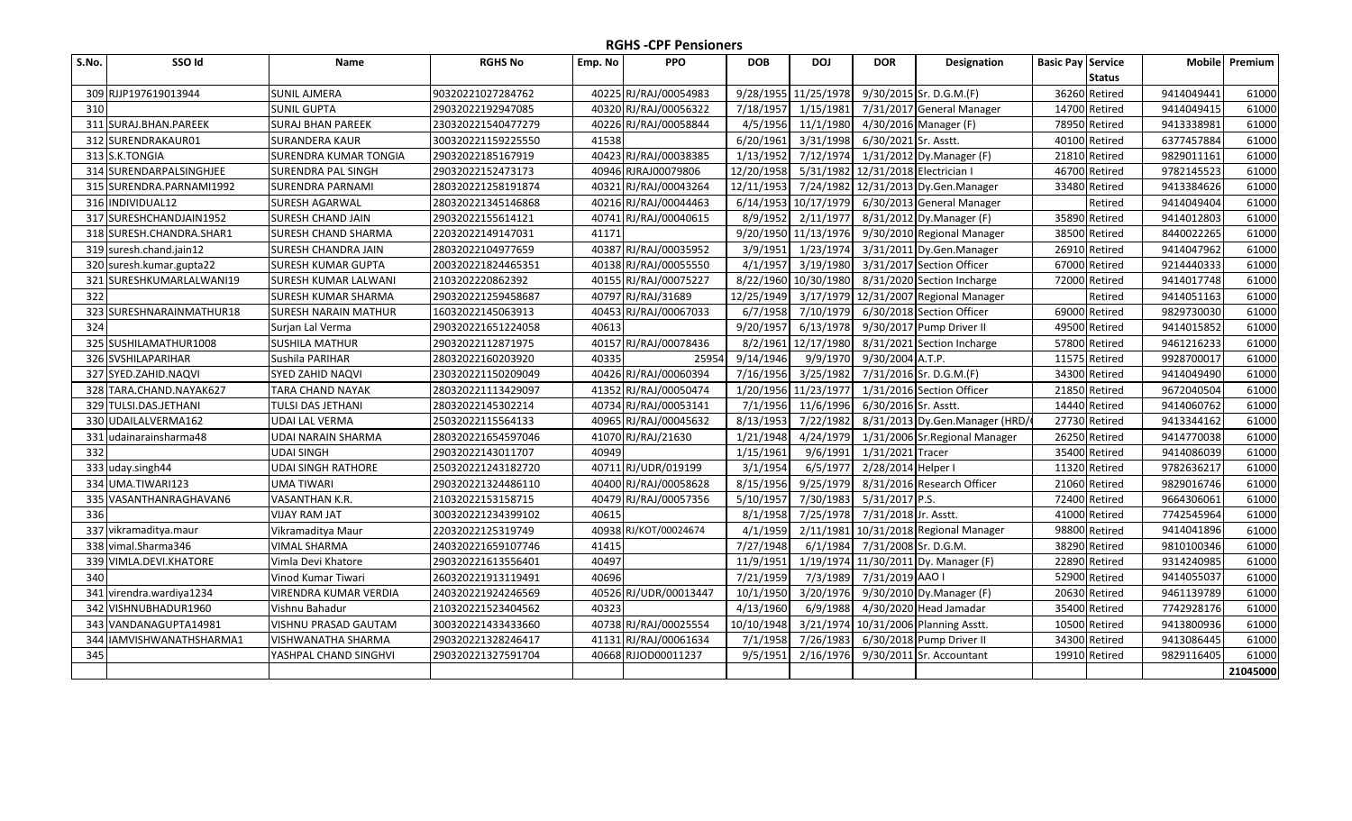# RGHS -CPF Pensioners

| S.No. | SSO Id | Name | RGHS No | Emp. No | PPO | DOB | DOJ | DOR | Designation | Basic Pay | Service Status | Mobile | Premium |
|---|---|---|---|---|---|---|---|---|---|---|---|---|---|
| 309 | RJJP197619013944 | SUNIL AJMERA | 90320221027284762 | 40225 | RJ/RAJ/00054983 | 9/28/1955 | 11/25/1978 | 9/30/2015 | Sr. D.G.M.(F) | 36260 | Retired | 9414049441 | 61000 |
| 310 | | SUNIL GUPTA | 29032022192947085 | 40320 | RJ/RAJ/00056322 | 7/18/1957 | 1/15/1981 | 7/31/2017 | General Manager | 14700 | Retired | 9414049415 | 61000 |
| 311 | SURAJ.BHAN.PAREEK | SURAJ BHAN PAREEK | 230320221540477279 | 40226 | RJ/RAJ/00058844 | 4/5/1956 | 11/1/1980 | 4/30/2016 | Manager (F) | 78950 | Retired | 9413338981 | 61000 |
| 312 | SURENDRAKAUR01 | SURANDERA KAUR | 300320221159225550 | 41538 | | 6/20/1961 | 3/31/1998 | 6/30/2021 | Sr. Asstt. | 40100 | Retired | 6377457884 | 61000 |
| 313 | S.K.TONGIA | SURENDRA KUMAR TONGIA | 29032022185167919 | 40423 | RJ/RAJ/00038385 | 1/13/1952 | 7/12/1974 | 1/31/2012 | Dy.Manager (F) | 21810 | Retired | 9829011161 | 61000 |
| 314 | SURENDARPALSINGHJEE | SURENDRA PAL SINGH | 29032022152473173 | 40946 | RJRAJ00079806 | 12/20/1958 | 5/31/1982 | 12/31/2018 | Electrician I | 46700 | Retired | 9782145523 | 61000 |
| 315 | SURENDRA.PARNAMI1992 | SURENDRA PARNAMI | 280320221258191874 | 40321 | RJ/RAJ/00043264 | 12/11/1953 | 7/24/1982 | 12/31/2013 | Dy.Gen.Manager | 33480 | Retired | 9413384626 | 61000 |
| 316 | INDIVIDUAL12 | SURESH AGARWAL | 280320221345146868 | 40216 | RJ/RAJ/00044463 | 6/14/1953 | 10/17/1979 | 6/30/2013 | General Manager | | Retired | 9414049404 | 61000 |
| 317 | SURESHCHANDJAIN1952 | SURESH CHAND JAIN | 29032022155614121 | 40741 | RJ/RAJ/00040615 | 8/9/1952 | 2/11/1977 | 8/31/2012 | Dy.Manager (F) | 35890 | Retired | 9414012803 | 61000 |
| 318 | SURESH.CHANDRA.SHAR1 | SURESH CHAND SHARMA | 22032022149147031 | 41171 | | 9/20/1950 | 11/13/1976 | 9/30/2010 | Regional Manager | 38500 | Retired | 8440022265 | 61000 |
| 319 | suresh.chand.jain12 | SURESH CHANDRA JAIN | 28032022104977659 | 40387 | RJ/RAJ/00035952 | 3/9/1951 | 1/23/1974 | 3/31/2011 | Dy.Gen.Manager | 26910 | Retired | 9414047962 | 61000 |
| 320 | suresh.kumar.gupta22 | SURESH KUMAR GUPTA | 200320221824465351 | 40138 | RJ/RAJ/00055550 | 4/1/1957 | 3/19/1980 | 3/31/2017 | Section Officer | 67000 | Retired | 9214440333 | 61000 |
| 321 | SURESHKUMARLALWANI19 | SURESH KUMAR LALWANI | 2103202220862392 | 40155 | RJ/RAJ/00075227 | 8/22/1960 | 10/30/1980 | 8/31/2020 | Section Incharge | 72000 | Retired | 9414017748 | 61000 |
| 322 | | SURESH KUMAR SHARMA | 290320221259458687 | 40797 | RJ/RAJ/31689 | 12/25/1949 | 3/17/1979 | 12/31/2007 | Regional Manager | | Retired | 9414051163 | 61000 |
| 323 | SURESHNARAINMATHUR18 | SURESH NARAIN MATHUR | 16032022145063913 | 40453 | RJ/RAJ/00067033 | 6/7/1958 | 7/10/1979 | 6/30/2018 | Section Officer | 69000 | Retired | 9829730030 | 61000 |
| 324 | | Surjan Lal Verma | 290320221651224058 | 40613 | | 9/20/1957 | 6/13/1978 | 9/30/2017 | Pump Driver II | 49500 | Retired | 9414015852 | 61000 |
| 325 | SUSHILAMATHUR1008 | SUSHILA MATHUR | 29032022112871975 | 40157 | RJ/RAJ/00078436 | 8/2/1961 | 12/17/1980 | 8/31/2021 | Section Incharge | 57800 | Retired | 9461216233 | 61000 |
| 326 | SVSHILAPARIHAR | Sushila PARIHAR | 28032022160203920 | 40335 | 25954 | 9/14/1946 | 9/9/1970 | 9/30/2004 | A.T.P. | 11575 | Retired | 9928700017 | 61000 |
| 327 | SYED.ZAHID.NAQVI | SYED ZAHID NAQVI | 230320221150209049 | 40426 | RJ/RAJ/00060394 | 7/16/1956 | 3/25/1982 | 7/31/2016 | Sr. D.G.M.(F) | 34300 | Retired | 9414049490 | 61000 |
| 328 | TARA.CHAND.NAYAK627 | TARA CHAND NAYAK | 280320221113429097 | 41352 | RJ/RAJ/00050474 | 1/20/1956 | 11/23/1977 | 1/31/2016 | Section Officer | 21850 | Retired | 9672040504 | 61000 |
| 329 | TULSI.DAS.JETHANI | TULSI DAS JETHANI | 28032022145302214 | 40734 | RJ/RAJ/00053141 | 7/1/1956 | 11/6/1996 | 6/30/2016 | Sr. Asstt. | 14440 | Retired | 9414060762 | 61000 |
| 330 | UDAILALVERMA162 | UDAI LAL VERMA | 25032022115564133 | 40965 | RJ/RAJ/00045632 | 8/13/1953 | 7/22/1982 | 8/31/2013 | Dy.Gen.Manager (HRD/ | 27730 | Retired | 9413344162 | 61000 |
| 331 | udainarainsharma48 | UDAI NARAIN SHARMA | 280320221654597046 | 41070 | RJ/RAJ/21630 | 1/21/1948 | 4/24/1979 | 1/31/2006 | Sr.Regional Manager | 26250 | Retired | 9414770038 | 61000 |
| 332 | | UDAI SINGH | 29032022143011707 | 40949 | | 1/15/1961 | 9/6/1991 | 1/31/2021 | Tracer | 35400 | Retired | 9414086039 | 61000 |
| 333 | uday.singh44 | UDAI SINGH RATHORE | 250320221243182720 | 40711 | RJ/UDR/019199 | 3/1/1954 | 6/5/1977 | 2/28/2014 | Helper I | 11320 | Retired | 9782636217 | 61000 |
| 334 | UMA.TIWARI123 | UMA TIWARI | 290320221324486110 | 40400 | RJ/RAJ/00058628 | 8/15/1956 | 9/25/1979 | 8/31/2016 | Research Officer | 21060 | Retired | 9829016746 | 61000 |
| 335 | VASANTHANRAGHAVAN6 | VASANTHAN K.R. | 21032022153158715 | 40479 | RJ/RAJ/00057356 | 5/10/1957 | 7/30/1983 | 5/31/2017 | P.S. | 72400 | Retired | 9664306061 | 61000 |
| 336 | | VIJAY RAM JAT | 300320221234399102 | 40615 | | 8/1/1958 | 7/25/1978 | 7/31/2018 | Jr. Asstt. | 41000 | Retired | 7742545964 | 61000 |
| 337 | vikramaditya.maur | Vikramaditya Maur | 22032022125319749 | 40938 | RJ/KOT/00024674 | 4/1/1959 | 2/11/1981 | 10/31/2018 | Regional Manager | 98800 | Retired | 9414041896 | 61000 |
| 338 | vimal.Sharma346 | VIMAL SHARMA | 240320221659107746 | 41415 | | 7/27/1948 | 6/1/1984 | 7/31/2008 | Sr. D.G.M. | 38290 | Retired | 9810100346 | 61000 |
| 339 | VIMLA.DEVI.KHATORE | Vimla Devi Khatore | 29032022161355640 1 | 40497 | | 11/9/1951 | 1/19/1974 | 11/30/2011 | Dy. Manager (F) | 22890 | Retired | 9314240985 | 61000 |
| 340 | | Vinod Kumar Tiwari | 260320221913119491 | 40696 | | 7/21/1959 | 7/3/1989 | 7/31/2019 | AAO I | 52900 | Retired | 9414055037 | 61000 |
| 341 | virendra.wardiya1234 | VIRENDRA KUMAR VERDIA | 240320221924246569 | 40526 | RJ/UDR/00013447 | 10/1/1950 | 3/20/1976 | 9/30/2010 | Dy.Manager (F) | 20630 | Retired | 9461139789 | 61000 |
| 342 | VISHNUBHADUR1960 | Vishnu Bahadur | 21032022153404562 | 40323 | | 4/13/1960 | 6/9/1988 | 4/30/2020 | Head Jamadar | 35400 | Retired | 7742928176 | 61000 |
| 343 | VANDANAGUPTA14981 | VISHNU PRASAD GAUTAM | 300320221433433660 | 40738 | RJ/RAJ/00025554 | 10/10/1948 | 3/21/1974 | 10/31/2006 | Planning Asstt. | 10500 | Retired | 9413800936 | 61000 |
| 344 | IAMVISHWANATHSHARMA1 | VISHWANATHA SHARMA | 290320221328246417 | 41131 | RJ/RAJ/00061634 | 7/1/1958 | 7/26/1983 | 6/30/2018 | Pump Driver II | 34300 | Retired | 9413086445 | 61000 |
| 345 | | YASHPAL CHAND SINGHVI | 290320221327591704 | 40668 | RJJOD00011237 | 9/5/1951 | 2/16/1976 | 9/30/2011 | Sr. Accountant | 19910 | Retired | 9829116405 | 61000 |
| | | | | | | | | | | | | | 21045000 |